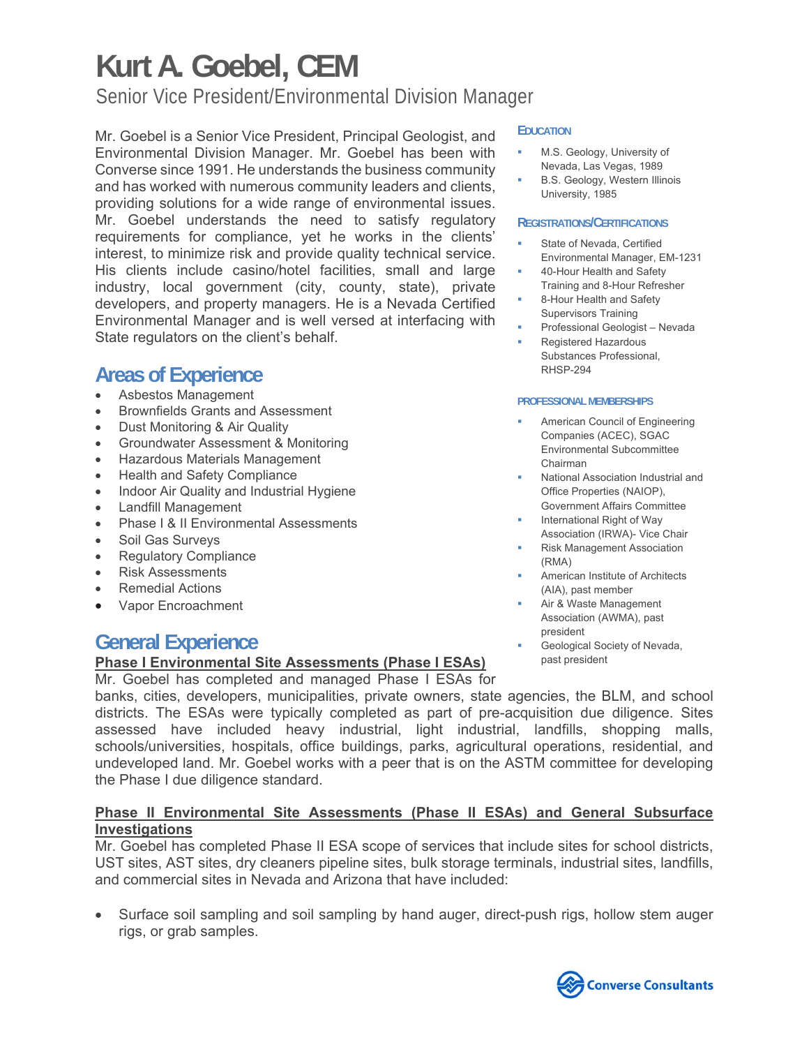# Kurt A. Goebel, CEM

Senior Vice President/Environmental Division Manager

Mr. Goebel is a Senior Vice President, Principal Geologist, and Environmental Division Manager. Mr. Goebel has been with Converse since 1991. He understands the business community and has worked with numerous community leaders and clients, providing solutions for a wide range of environmental issues. Mr. Goebel understands the need to satisfy regulatory requirements for compliance, yet he works in the clients' interest, to minimize risk and provide quality technical service. His clients include casino/hotel facilities, small and large industry, local government (city, county, state), private developers, and property managers. He is a Nevada Certified Environmental Manager and is well versed at interfacing with State regulators on the client's behalf.

### Education

- M.S. Geology, University of Nevada, Las Vegas, 1989
- B.S. Geology, Western Illinois University, 1985

### Registrations/Certifications

- State of Nevada, Certified Environmental Manager, EM-1231
- 40-Hour Health and Safety Training and 8-Hour Refresher
- 8-Hour Health and Safety Supervisors Training
- Professional Geologist – Nevada
- Registered Hazardous Substances Professional, RHSP-294

### Professional Memberships

- American Council of Engineering Companies (ACEC), SGAC Environmental Subcommittee Chairman
- National Association Industrial and Office Properties (NAIOP), Government Affairs Committee
- International Right of Way Association (IRWA)- Vice Chair
- Risk Management Association (RMA)
- American Institute of Architects (AIA), past member
- Air & Waste Management Association (AWMA), past president
- Geological Society of Nevada, past president

## Areas of Experience

- Asbestos Management
- Brownfields Grants and Assessment
- Dust Monitoring & Air Quality
- Groundwater Assessment & Monitoring
- Hazardous Materials Management
- Health and Safety Compliance
- Indoor Air Quality and Industrial Hygiene
- Landfill Management
- Phase I & II Environmental Assessments
- Soil Gas Surveys
- Regulatory Compliance
- Risk Assessments
- Remedial Actions
- Vapor Encroachment

## General Experience

**Phase I Environmental Site Assessments (Phase I ESAs)**

Mr. Goebel has completed and managed Phase I ESAs for banks, cities, developers, municipalities, private owners, state agencies, the BLM, and school districts. The ESAs were typically completed as part of pre-acquisition due diligence. Sites assessed have included heavy industrial, light industrial, landfills, shopping malls, schools/universities, hospitals, office buildings, parks, agricultural operations, residential, and undeveloped land. Mr. Goebel works with a peer that is on the ASTM committee for developing the Phase I due diligence standard.

**Phase II Environmental Site Assessments (Phase II ESAs) and General Subsurface Investigations**

Mr. Goebel has completed Phase II ESA scope of services that include sites for school districts, UST sites, AST sites, dry cleaners pipeline sites, bulk storage terminals, industrial sites, landfills, and commercial sites in Nevada and Arizona that have included:

- Surface soil sampling and soil sampling by hand auger, direct-push rigs, hollow stem auger rigs, or grab samples.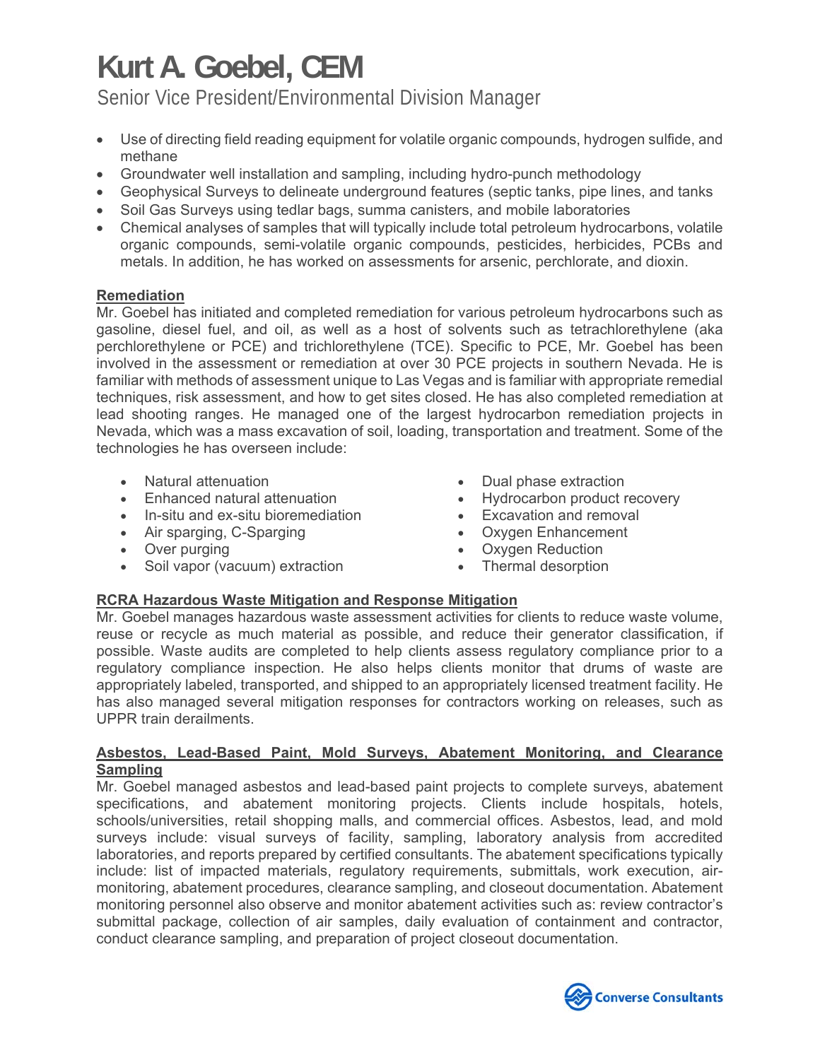# Kurt A. Goebel, CEM

Senior Vice President/Environmental Division Manager

- Use of directing field reading equipment for volatile organic compounds, hydrogen sulfide, and methane
- Groundwater well installation and sampling, including hydro-punch methodology
- Geophysical Surveys to delineate underground features (septic tanks, pipe lines, and tanks
- Soil Gas Surveys using tedlar bags, summa canisters, and mobile laboratories
- Chemical analyses of samples that will typically include total petroleum hydrocarbons, volatile organic compounds, semi-volatile organic compounds, pesticides, herbicides, PCBs and metals. In addition, he has worked on assessments for arsenic, perchlorate, and dioxin.

**Remediation**

Mr. Goebel has initiated and completed remediation for various petroleum hydrocarbons such as gasoline, diesel fuel, and oil, as well as a host of solvents such as tetrachlorethylene (aka perchlorethylene or PCE) and trichlorethylene (TCE). Specific to PCE, Mr. Goebel has been involved in the assessment or remediation at over 30 PCE projects in southern Nevada. He is familiar with methods of assessment unique to Las Vegas and is familiar with appropriate remedial techniques, risk assessment, and how to get sites closed. He has also completed remediation at lead shooting ranges. He managed one of the largest hydrocarbon remediation projects in Nevada, which was a mass excavation of soil, loading, transportation and treatment. Some of the technologies he has overseen include:

- Natural attenuation
- Enhanced natural attenuation
- In-situ and ex-situ bioremediation
- Air sparging, C-Sparging
- Over purging
- Soil vapor (vacuum) extraction
- Dual phase extraction
- Hydrocarbon product recovery
- Excavation and removal
- Oxygen Enhancement
- Oxygen Reduction
- Thermal desorption

**RCRA Hazardous Waste Mitigation and Response Mitigation**

Mr. Goebel manages hazardous waste assessment activities for clients to reduce waste volume, reuse or recycle as much material as possible, and reduce their generator classification, if possible. Waste audits are completed to help clients assess regulatory compliance prior to a regulatory compliance inspection. He also helps clients monitor that drums of waste are appropriately labeled, transported, and shipped to an appropriately licensed treatment facility. He has also managed several mitigation responses for contractors working on releases, such as UPPR train derailments.

**Asbestos, Lead-Based Paint, Mold Surveys, Abatement Monitoring, and Clearance Sampling**

Mr. Goebel managed asbestos and lead-based paint projects to complete surveys, abatement specifications, and abatement monitoring projects. Clients include hospitals, hotels, schools/universities, retail shopping malls, and commercial offices. Asbestos, lead, and mold surveys include: visual surveys of facility, sampling, laboratory analysis from accredited laboratories, and reports prepared by certified consultants. The abatement specifications typically include: list of impacted materials, regulatory requirements, submittals, work execution, air-monitoring, abatement procedures, clearance sampling, and closeout documentation. Abatement monitoring personnel also observe and monitor abatement activities such as: review contractor's submittal package, collection of air samples, daily evaluation of containment and contractor, conduct clearance sampling, and preparation of project closeout documentation.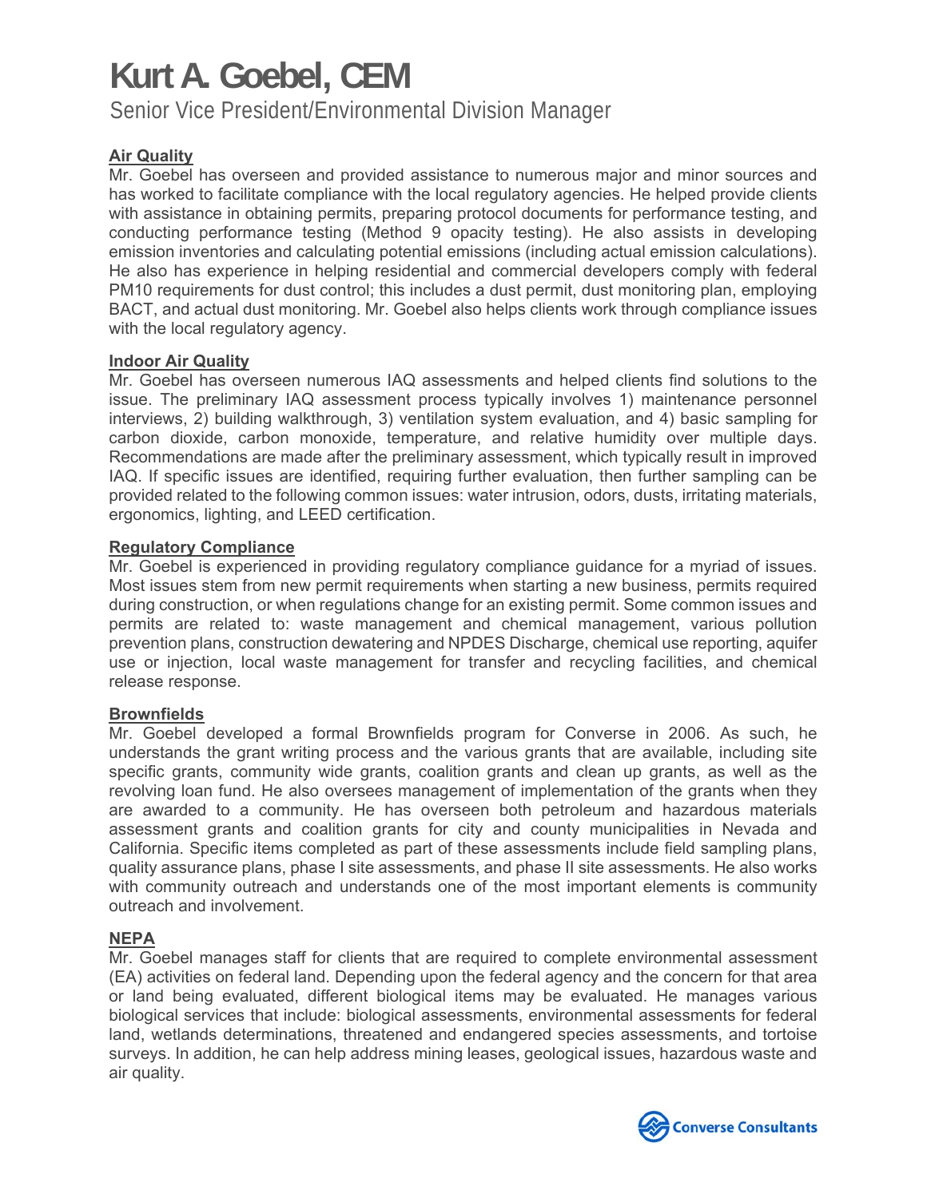# Kurt A. Goebel, CEM

Senior Vice President/Environmental Division Manager

**Air Quality**

Mr. Goebel has overseen and provided assistance to numerous major and minor sources and has worked to facilitate compliance with the local regulatory agencies. He helped provide clients with assistance in obtaining permits, preparing protocol documents for performance testing, and conducting performance testing (Method 9 opacity testing). He also assists in developing emission inventories and calculating potential emissions (including actual emission calculations). He also has experience in helping residential and commercial developers comply with federal PM10 requirements for dust control; this includes a dust permit, dust monitoring plan, employing BACT, and actual dust monitoring. Mr. Goebel also helps clients work through compliance issues with the local regulatory agency.

**Indoor Air Quality**

Mr. Goebel has overseen numerous IAQ assessments and helped clients find solutions to the issue. The preliminary IAQ assessment process typically involves 1) maintenance personnel interviews, 2) building walkthrough, 3) ventilation system evaluation, and 4) basic sampling for carbon dioxide, carbon monoxide, temperature, and relative humidity over multiple days. Recommendations are made after the preliminary assessment, which typically result in improved IAQ. If specific issues are identified, requiring further evaluation, then further sampling can be provided related to the following common issues: water intrusion, odors, dusts, irritating materials, ergonomics, lighting, and LEED certification.

**Regulatory Compliance**

Mr. Goebel is experienced in providing regulatory compliance guidance for a myriad of issues. Most issues stem from new permit requirements when starting a new business, permits required during construction, or when regulations change for an existing permit. Some common issues and permits are related to: waste management and chemical management, various pollution prevention plans, construction dewatering and NPDES Discharge, chemical use reporting, aquifer use or injection, local waste management for transfer and recycling facilities, and chemical release response.

**Brownfields**

Mr. Goebel developed a formal Brownfields program for Converse in 2006. As such, he understands the grant writing process and the various grants that are available, including site specific grants, community wide grants, coalition grants and clean up grants, as well as the revolving loan fund. He also oversees management of implementation of the grants when they are awarded to a community. He has overseen both petroleum and hazardous materials assessment grants and coalition grants for city and county municipalities in Nevada and California. Specific items completed as part of these assessments include field sampling plans, quality assurance plans, phase I site assessments, and phase II site assessments. He also works with community outreach and understands one of the most important elements is community outreach and involvement.

**NEPA**

Mr. Goebel manages staff for clients that are required to complete environmental assessment (EA) activities on federal land. Depending upon the federal agency and the concern for that area or land being evaluated, different biological items may be evaluated. He manages various biological services that include: biological assessments, environmental assessments for federal land, wetlands determinations, threatened and endangered species assessments, and tortoise surveys. In addition, he can help address mining leases, geological issues, hazardous waste and air quality.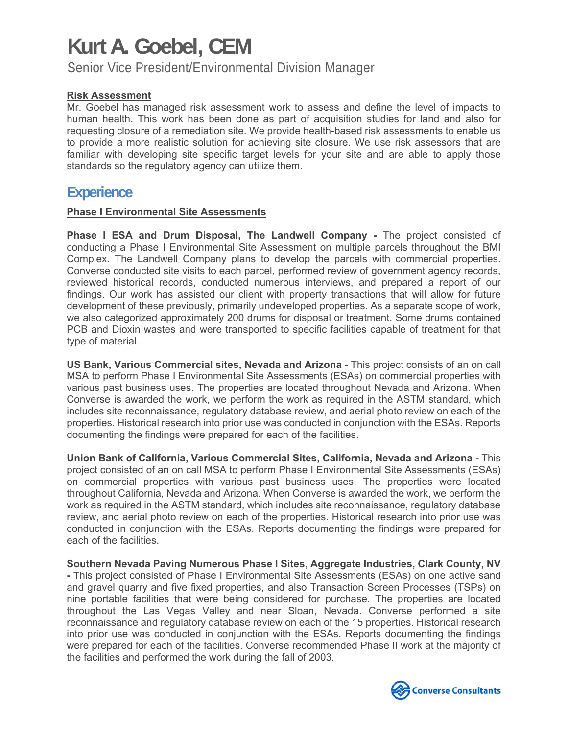# Kurt A. Goebel, CEM

Senior Vice President/Environmental Division Manager

**Risk Assessment**

Mr. Goebel has managed risk assessment work to assess and define the level of impacts to human health. This work has been done as part of acquisition studies for land and also for requesting closure of a remediation site. We provide health-based risk assessments to enable us to provide a more realistic solution for achieving site closure. We use risk assessors that are familiar with developing site specific target levels for your site and are able to apply those standards so the regulatory agency can utilize them.

## Experience

**Phase I Environmental Site Assessments**

**Phase I ESA and Drum Disposal, The Landwell Company -** The project consisted of conducting a Phase I Environmental Site Assessment on multiple parcels throughout the BMI Complex. The Landwell Company plans to develop the parcels with commercial properties. Converse conducted site visits to each parcel, performed review of government agency records, reviewed historical records, conducted numerous interviews, and prepared a report of our findings. Our work has assisted our client with property transactions that will allow for future development of these previously, primarily undeveloped properties. As a separate scope of work, we also categorized approximately 200 drums for disposal or treatment. Some drums contained PCB and Dioxin wastes and were transported to specific facilities capable of treatment for that type of material.

**US Bank, Various Commercial sites, Nevada and Arizona -** This project consists of an on call MSA to perform Phase I Environmental Site Assessments (ESAs) on commercial properties with various past business uses. The properties are located throughout Nevada and Arizona. When Converse is awarded the work, we perform the work as required in the ASTM standard, which includes site reconnaissance, regulatory database review, and aerial photo review on each of the properties. Historical research into prior use was conducted in conjunction with the ESAs. Reports documenting the findings were prepared for each of the facilities.

**Union Bank of California, Various Commercial Sites, California, Nevada and Arizona -** This project consisted of an on call MSA to perform Phase I Environmental Site Assessments (ESAs) on commercial properties with various past business uses. The properties were located throughout California, Nevada and Arizona. When Converse is awarded the work, we perform the work as required in the ASTM standard, which includes site reconnaissance, regulatory database review, and aerial photo review on each of the properties. Historical research into prior use was conducted in conjunction with the ESAs. Reports documenting the findings were prepared for each of the facilities.

**Southern Nevada Paving Numerous Phase I Sites, Aggregate Industries, Clark County, NV -** This project consisted of Phase I Environmental Site Assessments (ESAs) on one active sand and gravel quarry and five fixed properties, and also Transaction Screen Processes (TSPs) on nine portable facilities that were being considered for purchase. The properties are located throughout the Las Vegas Valley and near Sloan, Nevada. Converse performed a site reconnaissance and regulatory database review on each of the 15 properties. Historical research into prior use was conducted in conjunction with the ESAs. Reports documenting the findings were prepared for each of the facilities. Converse recommended Phase II work at the majority of the facilities and performed the work during the fall of 2003.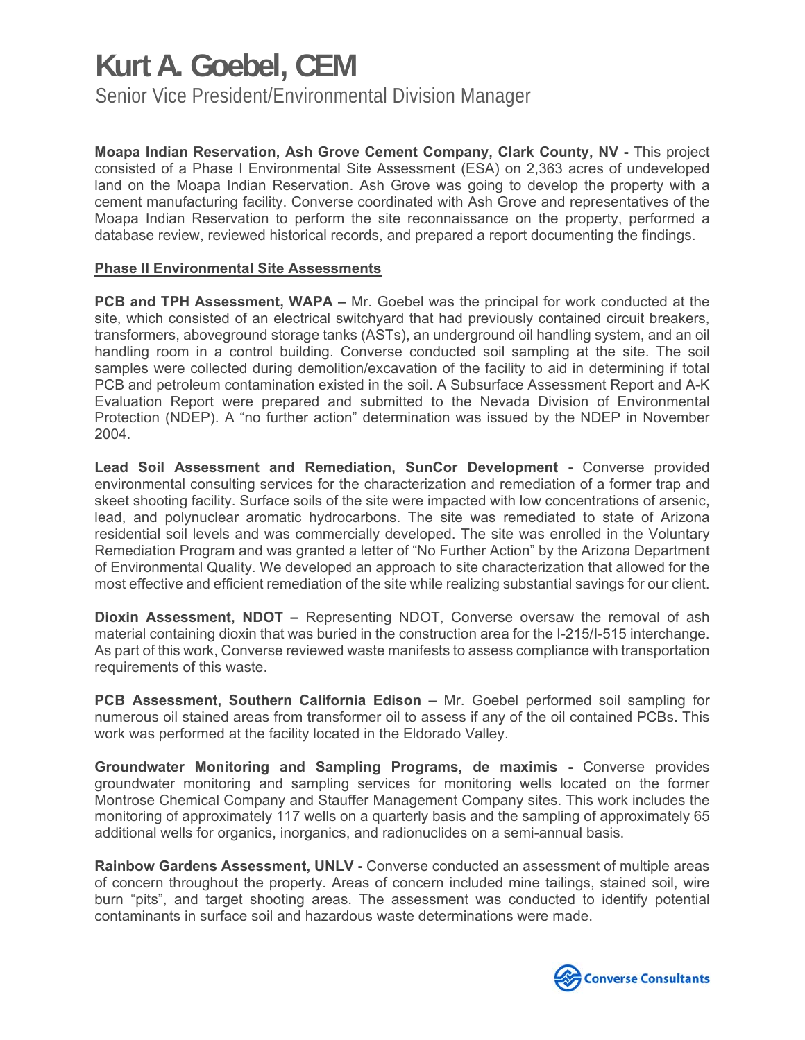# Kurt A. Goebel, CEM

Senior Vice President/Environmental Division Manager

**Moapa Indian Reservation, Ash Grove Cement Company, Clark County, NV -** This project consisted of a Phase I Environmental Site Assessment (ESA) on 2,363 acres of undeveloped land on the Moapa Indian Reservation. Ash Grove was going to develop the property with a cement manufacturing facility. Converse coordinated with Ash Grove and representatives of the Moapa Indian Reservation to perform the site reconnaissance on the property, performed a database review, reviewed historical records, and prepared a report documenting the findings.

**Phase II Environmental Site Assessments**

**PCB and TPH Assessment, WAPA –** Mr. Goebel was the principal for work conducted at the site, which consisted of an electrical switchyard that had previously contained circuit breakers, transformers, aboveground storage tanks (ASTs), an underground oil handling system, and an oil handling room in a control building. Converse conducted soil sampling at the site. The soil samples were collected during demolition/excavation of the facility to aid in determining if total PCB and petroleum contamination existed in the soil. A Subsurface Assessment Report and A-K Evaluation Report were prepared and submitted to the Nevada Division of Environmental Protection (NDEP). A "no further action" determination was issued by the NDEP in November 2004.

**Lead Soil Assessment and Remediation, SunCor Development -** Converse provided environmental consulting services for the characterization and remediation of a former trap and skeet shooting facility. Surface soils of the site were impacted with low concentrations of arsenic, lead, and polynuclear aromatic hydrocarbons. The site was remediated to state of Arizona residential soil levels and was commercially developed. The site was enrolled in the Voluntary Remediation Program and was granted a letter of "No Further Action" by the Arizona Department of Environmental Quality. We developed an approach to site characterization that allowed for the most effective and efficient remediation of the site while realizing substantial savings for our client.

**Dioxin Assessment, NDOT –** Representing NDOT, Converse oversaw the removal of ash material containing dioxin that was buried in the construction area for the I-215/I-515 interchange. As part of this work, Converse reviewed waste manifests to assess compliance with transportation requirements of this waste.

**PCB Assessment, Southern California Edison –** Mr. Goebel performed soil sampling for numerous oil stained areas from transformer oil to assess if any of the oil contained PCBs. This work was performed at the facility located in the Eldorado Valley.

**Groundwater Monitoring and Sampling Programs, de maximis -** Converse provides groundwater monitoring and sampling services for monitoring wells located on the former Montrose Chemical Company and Stauffer Management Company sites. This work includes the monitoring of approximately 117 wells on a quarterly basis and the sampling of approximately 65 additional wells for organics, inorganics, and radionuclides on a semi-annual basis.

**Rainbow Gardens Assessment, UNLV -** Converse conducted an assessment of multiple areas of concern throughout the property. Areas of concern included mine tailings, stained soil, wire burn "pits", and target shooting areas. The assessment was conducted to identify potential contaminants in surface soil and hazardous waste determinations were made.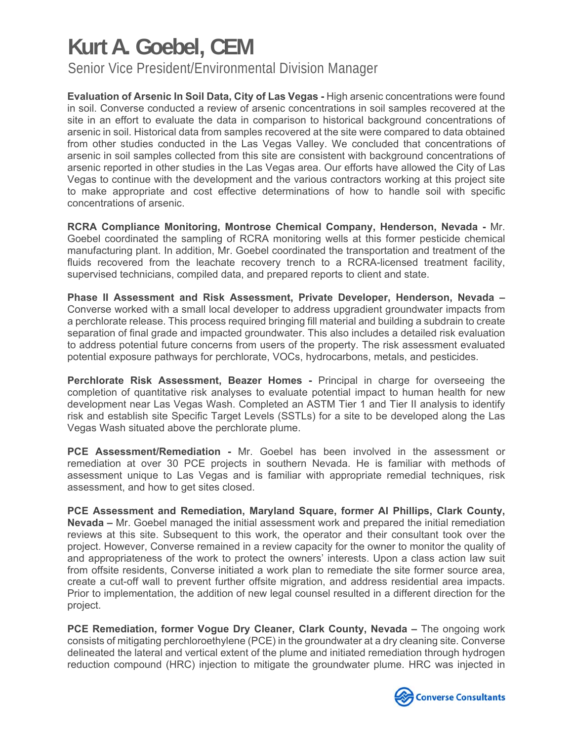# Kurt A. Goebel, CEM

Senior Vice President/Environmental Division Manager

**Evaluation of Arsenic In Soil Data, City of Las Vegas -** High arsenic concentrations were found in soil. Converse conducted a review of arsenic concentrations in soil samples recovered at the site in an effort to evaluate the data in comparison to historical background concentrations of arsenic in soil. Historical data from samples recovered at the site were compared to data obtained from other studies conducted in the Las Vegas Valley. We concluded that concentrations of arsenic in soil samples collected from this site are consistent with background concentrations of arsenic reported in other studies in the Las Vegas area. Our efforts have allowed the City of Las Vegas to continue with the development and the various contractors working at this project site to make appropriate and cost effective determinations of how to handle soil with specific concentrations of arsenic.

**RCRA Compliance Monitoring, Montrose Chemical Company, Henderson, Nevada -** Mr. Goebel coordinated the sampling of RCRA monitoring wells at this former pesticide chemical manufacturing plant. In addition, Mr. Goebel coordinated the transportation and treatment of the fluids recovered from the leachate recovery trench to a RCRA-licensed treatment facility, supervised technicians, compiled data, and prepared reports to client and state.

**Phase II Assessment and Risk Assessment, Private Developer, Henderson, Nevada –** Converse worked with a small local developer to address upgradient groundwater impacts from a perchlorate release. This process required bringing fill material and building a subdrain to create separation of final grade and impacted groundwater. This also includes a detailed risk evaluation to address potential future concerns from users of the property. The risk assessment evaluated potential exposure pathways for perchlorate, VOCs, hydrocarbons, metals, and pesticides.

**Perchlorate Risk Assessment, Beazer Homes -** Principal in charge for overseeing the completion of quantitative risk analyses to evaluate potential impact to human health for new development near Las Vegas Wash. Completed an ASTM Tier 1 and Tier II analysis to identify risk and establish site Specific Target Levels (SSTLs) for a site to be developed along the Las Vegas Wash situated above the perchlorate plume.

**PCE Assessment/Remediation -** Mr. Goebel has been involved in the assessment or remediation at over 30 PCE projects in southern Nevada. He is familiar with methods of assessment unique to Las Vegas and is familiar with appropriate remedial techniques, risk assessment, and how to get sites closed.

**PCE Assessment and Remediation, Maryland Square, former Al Phillips, Clark County, Nevada –** Mr. Goebel managed the initial assessment work and prepared the initial remediation reviews at this site. Subsequent to this work, the operator and their consultant took over the project. However, Converse remained in a review capacity for the owner to monitor the quality of and appropriateness of the work to protect the owners' interests. Upon a class action law suit from offsite residents, Converse initiated a work plan to remediate the site former source area, create a cut-off wall to prevent further offsite migration, and address residential area impacts. Prior to implementation, the addition of new legal counsel resulted in a different direction for the project.

**PCE Remediation, former Vogue Dry Cleaner, Clark County, Nevada –** The ongoing work consists of mitigating perchloroethylene (PCE) in the groundwater at a dry cleaning site. Converse delineated the lateral and vertical extent of the plume and initiated remediation through hydrogen reduction compound (HRC) injection to mitigate the groundwater plume. HRC was injected in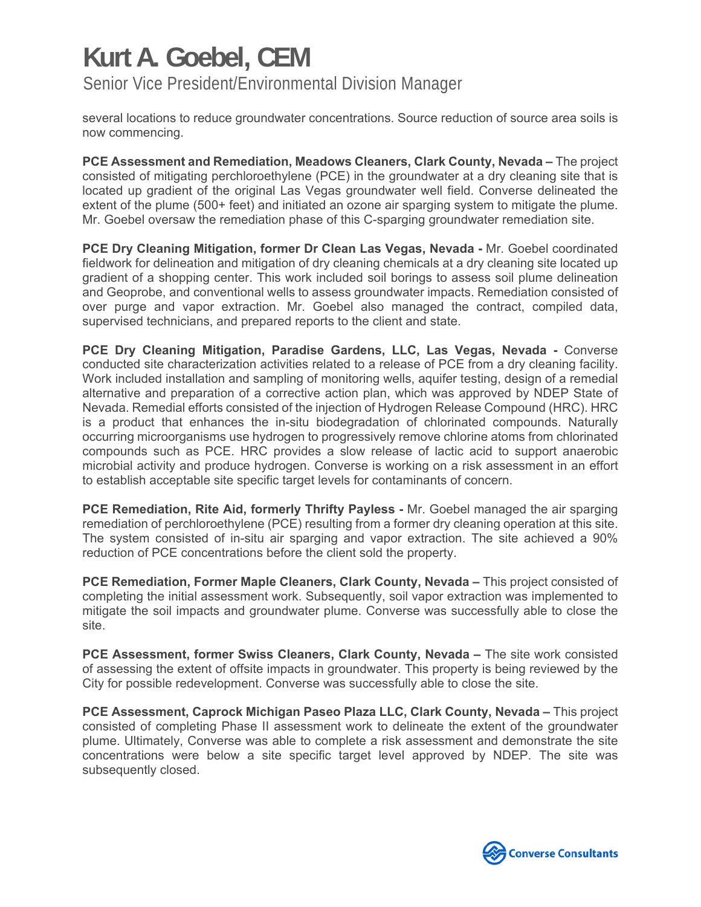several locations to reduce groundwater concentrations. Source reduction of source area soils is now commencing.

**PCE Assessment and Remediation, Meadows Cleaners, Clark County, Nevada –** The project consisted of mitigating perchloroethylene (PCE) in the groundwater at a dry cleaning site that is located up gradient of the original Las Vegas groundwater well field. Converse delineated the extent of the plume (500+ feet) and initiated an ozone air sparging system to mitigate the plume. Mr. Goebel oversaw the remediation phase of this C-sparging groundwater remediation site.

**PCE Dry Cleaning Mitigation, former Dr Clean Las Vegas, Nevada -** Mr. Goebel coordinated fieldwork for delineation and mitigation of dry cleaning chemicals at a dry cleaning site located up gradient of a shopping center. This work included soil borings to assess soil plume delineation and Geoprobe, and conventional wells to assess groundwater impacts. Remediation consisted of over purge and vapor extraction. Mr. Goebel also managed the contract, compiled data, supervised technicians, and prepared reports to the client and state.

**PCE Dry Cleaning Mitigation, Paradise Gardens, LLC, Las Vegas, Nevada -** Converse conducted site characterization activities related to a release of PCE from a dry cleaning facility. Work included installation and sampling of monitoring wells, aquifer testing, design of a remedial alternative and preparation of a corrective action plan, which was approved by NDEP State of Nevada. Remedial efforts consisted of the injection of Hydrogen Release Compound (HRC). HRC is a product that enhances the in-situ biodegradation of chlorinated compounds. Naturally occurring microorganisms use hydrogen to progressively remove chlorine atoms from chlorinated compounds such as PCE. HRC provides a slow release of lactic acid to support anaerobic microbial activity and produce hydrogen. Converse is working on a risk assessment in an effort to establish acceptable site specific target levels for contaminants of concern.

**PCE Remediation, Rite Aid, formerly Thrifty Payless -** Mr. Goebel managed the air sparging remediation of perchloroethylene (PCE) resulting from a former dry cleaning operation at this site. The system consisted of in-situ air sparging and vapor extraction. The site achieved a 90% reduction of PCE concentrations before the client sold the property.

**PCE Remediation, Former Maple Cleaners, Clark County, Nevada –** This project consisted of completing the initial assessment work. Subsequently, soil vapor extraction was implemented to mitigate the soil impacts and groundwater plume. Converse was successfully able to close the site.

**PCE Assessment, former Swiss Cleaners, Clark County, Nevada –** The site work consisted of assessing the extent of offsite impacts in groundwater. This property is being reviewed by the City for possible redevelopment. Converse was successfully able to close the site.

**PCE Assessment, Caprock Michigan Paseo Plaza LLC, Clark County, Nevada –** This project consisted of completing Phase II assessment work to delineate the extent of the groundwater plume. Ultimately, Converse was able to complete a risk assessment and demonstrate the site concentrations were below a site specific target level approved by NDEP. The site was subsequently closed.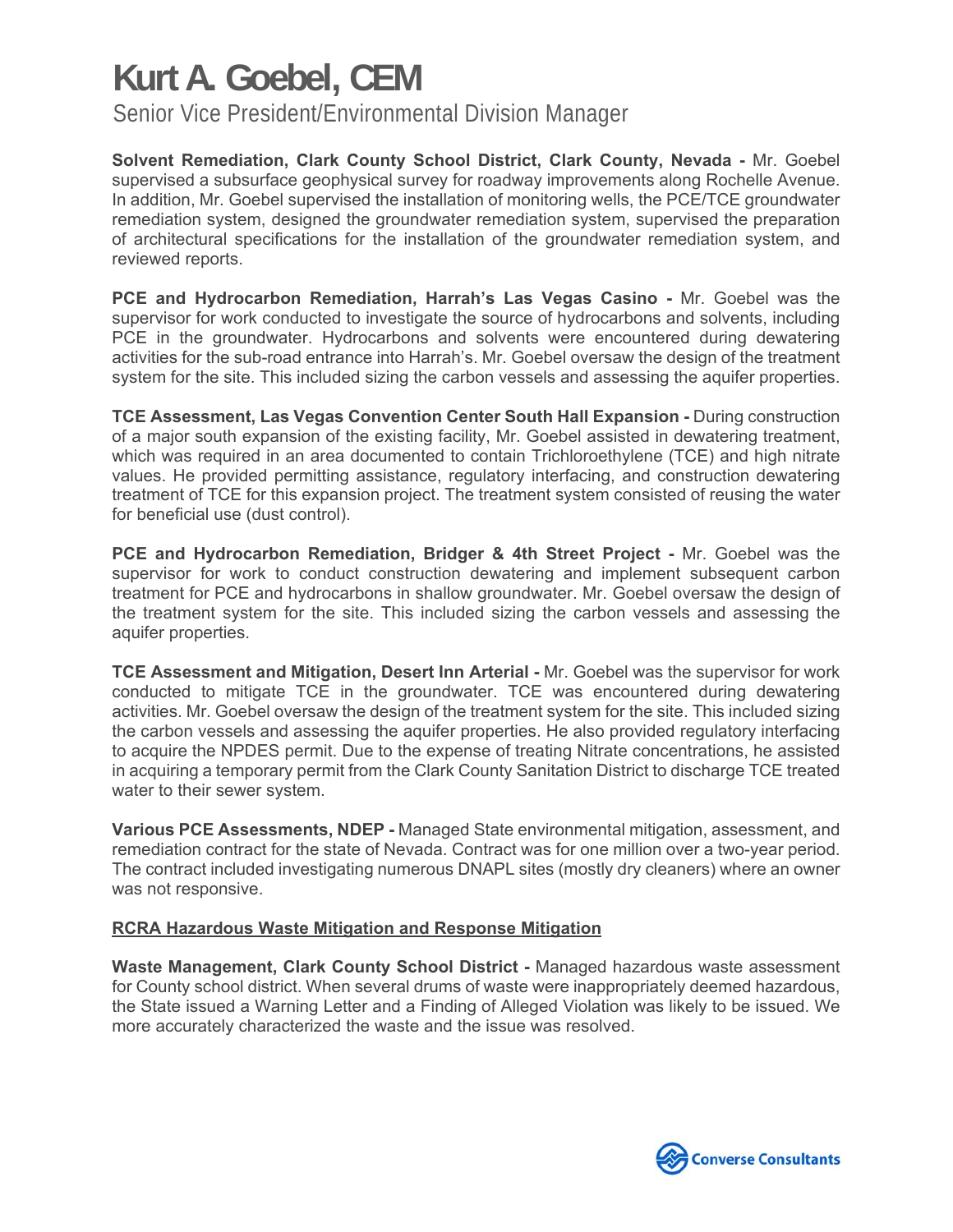# Kurt A. Goebel, CEM

Senior Vice President/Environmental Division Manager

**Solvent Remediation, Clark County School District, Clark County, Nevada -** Mr. Goebel supervised a subsurface geophysical survey for roadway improvements along Rochelle Avenue. In addition, Mr. Goebel supervised the installation of monitoring wells, the PCE/TCE groundwater remediation system, designed the groundwater remediation system, supervised the preparation of architectural specifications for the installation of the groundwater remediation system, and reviewed reports.

**PCE and Hydrocarbon Remediation, Harrah's Las Vegas Casino -** Mr. Goebel was the supervisor for work conducted to investigate the source of hydrocarbons and solvents, including PCE in the groundwater. Hydrocarbons and solvents were encountered during dewatering activities for the sub-road entrance into Harrah's. Mr. Goebel oversaw the design of the treatment system for the site. This included sizing the carbon vessels and assessing the aquifer properties.

**TCE Assessment, Las Vegas Convention Center South Hall Expansion -** During construction of a major south expansion of the existing facility, Mr. Goebel assisted in dewatering treatment, which was required in an area documented to contain Trichloroethylene (TCE) and high nitrate values. He provided permitting assistance, regulatory interfacing, and construction dewatering treatment of TCE for this expansion project. The treatment system consisted of reusing the water for beneficial use (dust control).

**PCE and Hydrocarbon Remediation, Bridger & 4th Street Project -** Mr. Goebel was the supervisor for work to conduct construction dewatering and implement subsequent carbon treatment for PCE and hydrocarbons in shallow groundwater. Mr. Goebel oversaw the design of the treatment system for the site. This included sizing the carbon vessels and assessing the aquifer properties.

**TCE Assessment and Mitigation, Desert Inn Arterial -** Mr. Goebel was the supervisor for work conducted to mitigate TCE in the groundwater. TCE was encountered during dewatering activities. Mr. Goebel oversaw the design of the treatment system for the site. This included sizing the carbon vessels and assessing the aquifer properties. He also provided regulatory interfacing to acquire the NPDES permit. Due to the expense of treating Nitrate concentrations, he assisted in acquiring a temporary permit from the Clark County Sanitation District to discharge TCE treated water to their sewer system.

**Various PCE Assessments, NDEP -** Managed State environmental mitigation, assessment, and remediation contract for the state of Nevada. Contract was for one million over a two-year period. The contract included investigating numerous DNAPL sites (mostly dry cleaners) where an owner was not responsive.

## RCRA Hazardous Waste Mitigation and Response Mitigation

**Waste Management, Clark County School District -** Managed hazardous waste assessment for County school district. When several drums of waste were inappropriately deemed hazardous, the State issued a Warning Letter and a Finding of Alleged Violation was likely to be issued. We more accurately characterized the waste and the issue was resolved.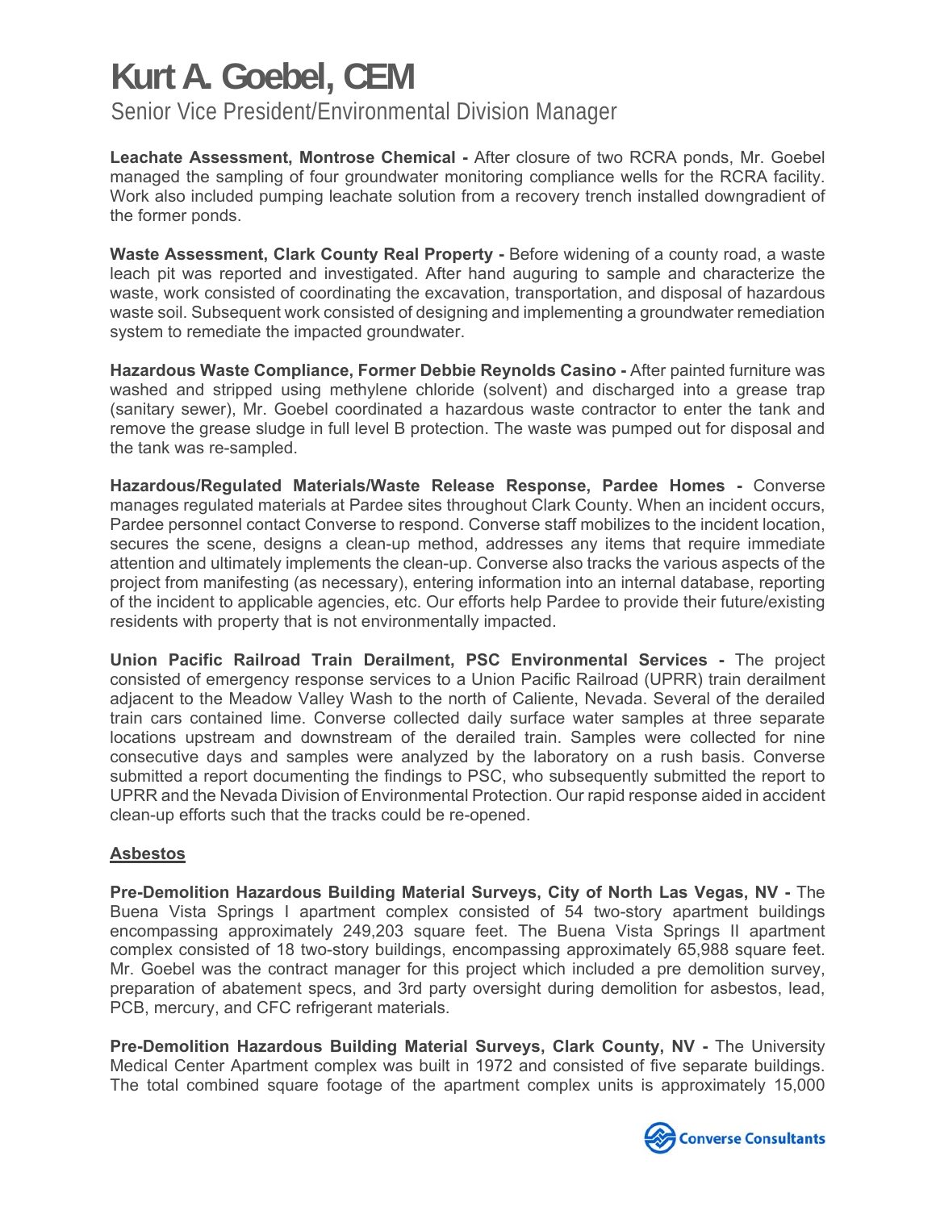**Leachate Assessment, Montrose Chemical -** After closure of two RCRA ponds, Mr. Goebel managed the sampling of four groundwater monitoring compliance wells for the RCRA facility. Work also included pumping leachate solution from a recovery trench installed downgradient of the former ponds.

**Waste Assessment, Clark County Real Property -** Before widening of a county road, a waste leach pit was reported and investigated. After hand auguring to sample and characterize the waste, work consisted of coordinating the excavation, transportation, and disposal of hazardous waste soil. Subsequent work consisted of designing and implementing a groundwater remediation system to remediate the impacted groundwater.

**Hazardous Waste Compliance, Former Debbie Reynolds Casino -** After painted furniture was washed and stripped using methylene chloride (solvent) and discharged into a grease trap (sanitary sewer), Mr. Goebel coordinated a hazardous waste contractor to enter the tank and remove the grease sludge in full level B protection. The waste was pumped out for disposal and the tank was re-sampled.

**Hazardous/Regulated Materials/Waste Release Response, Pardee Homes -** Converse manages regulated materials at Pardee sites throughout Clark County. When an incident occurs, Pardee personnel contact Converse to respond. Converse staff mobilizes to the incident location, secures the scene, designs a clean-up method, addresses any items that require immediate attention and ultimately implements the clean-up. Converse also tracks the various aspects of the project from manifesting (as necessary), entering information into an internal database, reporting of the incident to applicable agencies, etc. Our efforts help Pardee to provide their future/existing residents with property that is not environmentally impacted.

**Union Pacific Railroad Train Derailment, PSC Environmental Services -** The project consisted of emergency response services to a Union Pacific Railroad (UPRR) train derailment adjacent to the Meadow Valley Wash to the north of Caliente, Nevada. Several of the derailed train cars contained lime. Converse collected daily surface water samples at three separate locations upstream and downstream of the derailed train. Samples were collected for nine consecutive days and samples were analyzed by the laboratory on a rush basis. Converse submitted a report documenting the findings to PSC, who subsequently submitted the report to UPRR and the Nevada Division of Environmental Protection. Our rapid response aided in accident clean-up efforts such that the tracks could be re-opened.

## Asbestos

**Pre-Demolition Hazardous Building Material Surveys, City of North Las Vegas, NV -** The Buena Vista Springs I apartment complex consisted of 54 two-story apartment buildings encompassing approximately 249,203 square feet. The Buena Vista Springs II apartment complex consisted of 18 two-story buildings, encompassing approximately 65,988 square feet. Mr. Goebel was the contract manager for this project which included a pre demolition survey, preparation of abatement specs, and 3rd party oversight during demolition for asbestos, lead, PCB, mercury, and CFC refrigerant materials.

**Pre-Demolition Hazardous Building Material Surveys, Clark County, NV -** The University Medical Center Apartment complex was built in 1972 and consisted of five separate buildings. The total combined square footage of the apartment complex units is approximately 15,000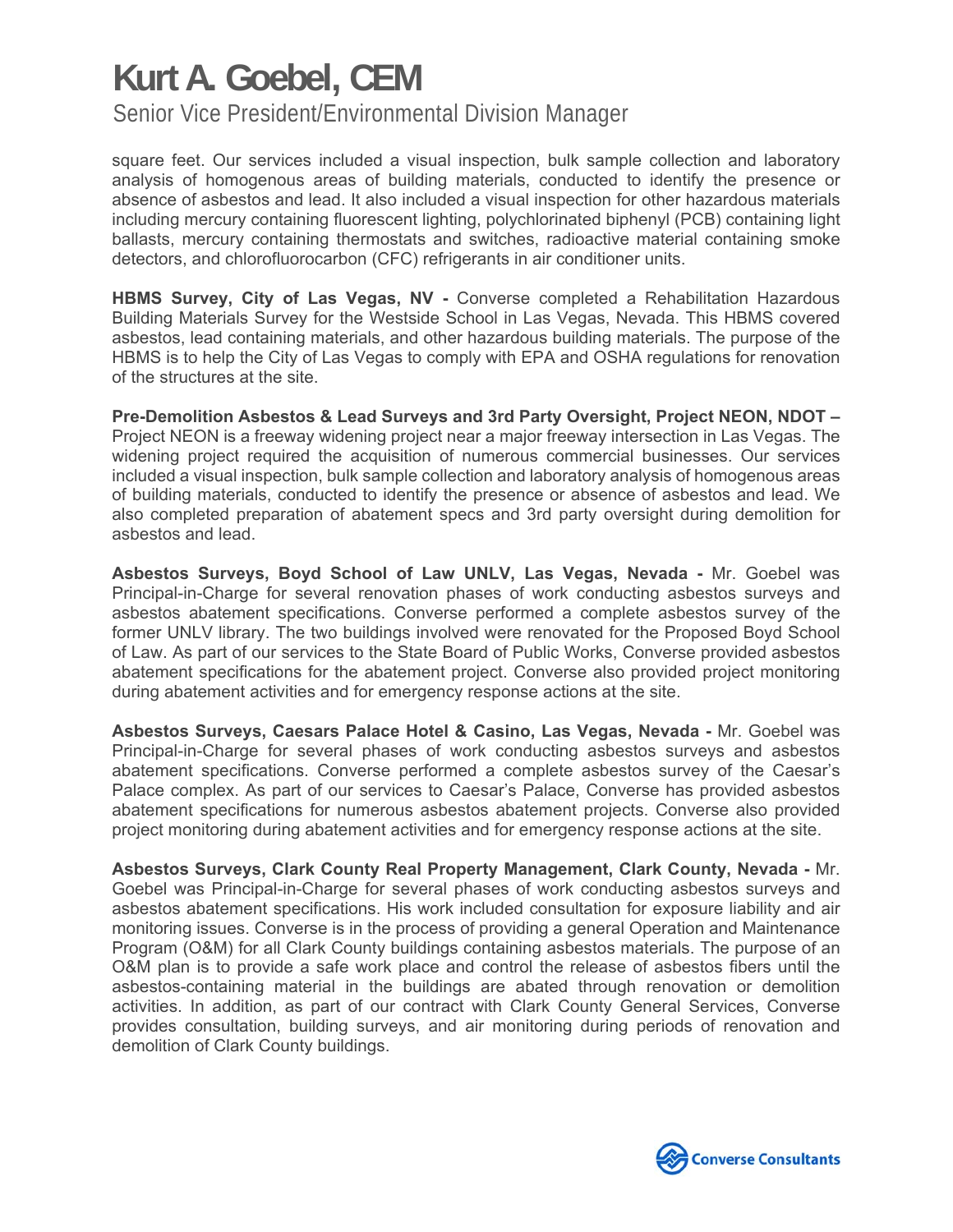square feet. Our services included a visual inspection, bulk sample collection and laboratory analysis of homogenous areas of building materials, conducted to identify the presence or absence of asbestos and lead. It also included a visual inspection for other hazardous materials including mercury containing fluorescent lighting, polychlorinated biphenyl (PCB) containing light ballasts, mercury containing thermostats and switches, radioactive material containing smoke detectors, and chlorofluorocarbon (CFC) refrigerants in air conditioner units.

**HBMS Survey, City of Las Vegas, NV -** Converse completed a Rehabilitation Hazardous Building Materials Survey for the Westside School in Las Vegas, Nevada. This HBMS covered asbestos, lead containing materials, and other hazardous building materials. The purpose of the HBMS is to help the City of Las Vegas to comply with EPA and OSHA regulations for renovation of the structures at the site.

**Pre-Demolition Asbestos & Lead Surveys and 3rd Party Oversight, Project NEON, NDOT –** Project NEON is a freeway widening project near a major freeway intersection in Las Vegas. The widening project required the acquisition of numerous commercial businesses. Our services included a visual inspection, bulk sample collection and laboratory analysis of homogenous areas of building materials, conducted to identify the presence or absence of asbestos and lead. We also completed preparation of abatement specs and 3rd party oversight during demolition for asbestos and lead.

**Asbestos Surveys, Boyd School of Law UNLV, Las Vegas, Nevada -** Mr. Goebel was Principal-in-Charge for several renovation phases of work conducting asbestos surveys and asbestos abatement specifications. Converse performed a complete asbestos survey of the former UNLV library. The two buildings involved were renovated for the Proposed Boyd School of Law. As part of our services to the State Board of Public Works, Converse provided asbestos abatement specifications for the abatement project. Converse also provided project monitoring during abatement activities and for emergency response actions at the site.

**Asbestos Surveys, Caesars Palace Hotel & Casino, Las Vegas, Nevada -** Mr. Goebel was Principal-in-Charge for several phases of work conducting asbestos surveys and asbestos abatement specifications. Converse performed a complete asbestos survey of the Caesar's Palace complex. As part of our services to Caesar's Palace, Converse has provided asbestos abatement specifications for numerous asbestos abatement projects. Converse also provided project monitoring during abatement activities and for emergency response actions at the site.

**Asbestos Surveys, Clark County Real Property Management, Clark County, Nevada -** Mr. Goebel was Principal-in-Charge for several phases of work conducting asbestos surveys and asbestos abatement specifications. His work included consultation for exposure liability and air monitoring issues. Converse is in the process of providing a general Operation and Maintenance Program (O&M) for all Clark County buildings containing asbestos materials. The purpose of an O&M plan is to provide a safe work place and control the release of asbestos fibers until the asbestos-containing material in the buildings are abated through renovation or demolition activities. In addition, as part of our contract with Clark County General Services, Converse provides consultation, building surveys, and air monitoring during periods of renovation and demolition of Clark County buildings.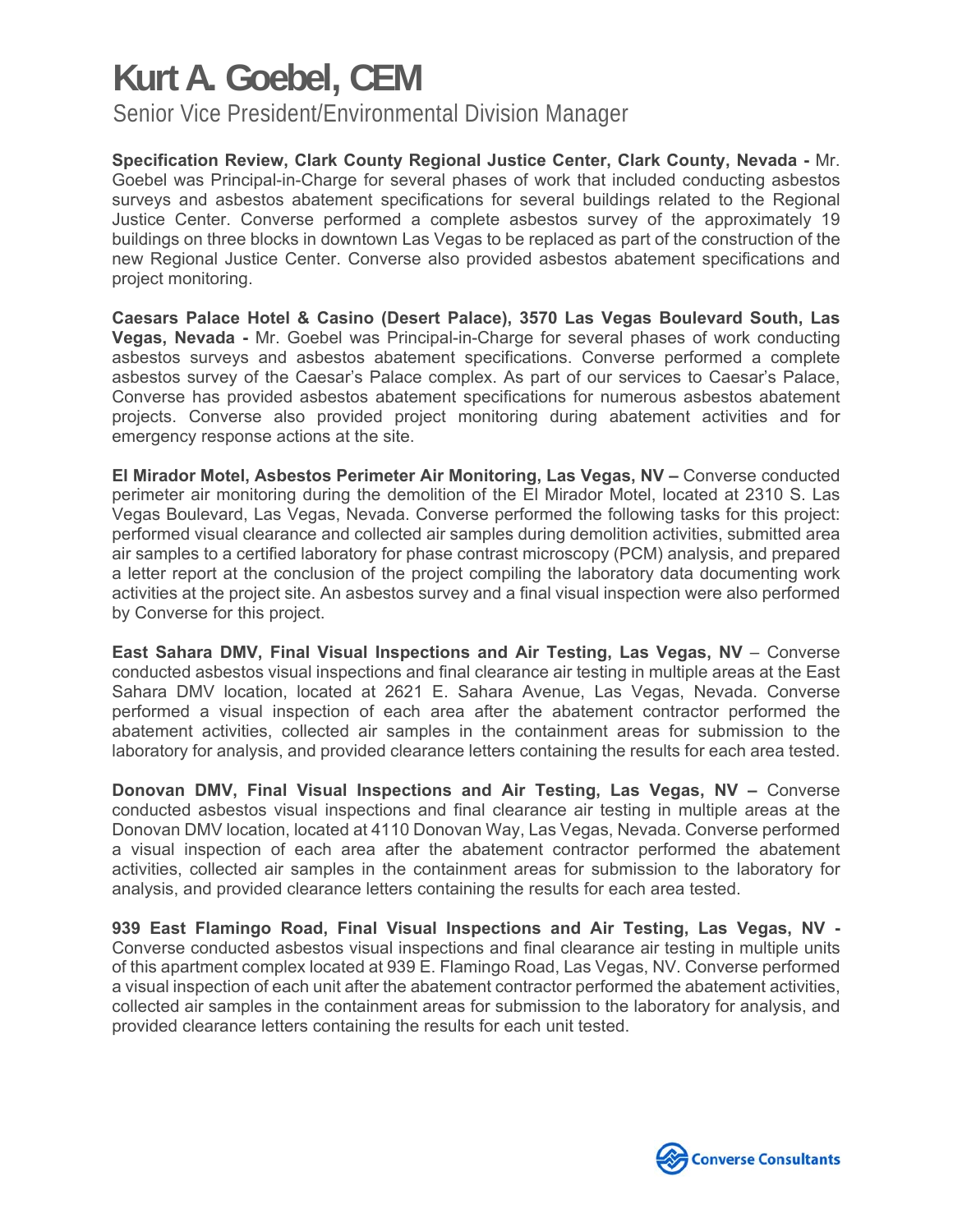# Kurt A. Goebel, CEM

Senior Vice President/Environmental Division Manager

**Specification Review, Clark County Regional Justice Center, Clark County, Nevada -** Mr. Goebel was Principal-in-Charge for several phases of work that included conducting asbestos surveys and asbestos abatement specifications for several buildings related to the Regional Justice Center. Converse performed a complete asbestos survey of the approximately 19 buildings on three blocks in downtown Las Vegas to be replaced as part of the construction of the new Regional Justice Center. Converse also provided asbestos abatement specifications and project monitoring.

**Caesars Palace Hotel & Casino (Desert Palace), 3570 Las Vegas Boulevard South, Las Vegas, Nevada -** Mr. Goebel was Principal-in-Charge for several phases of work conducting asbestos surveys and asbestos abatement specifications. Converse performed a complete asbestos survey of the Caesar's Palace complex. As part of our services to Caesar's Palace, Converse has provided asbestos abatement specifications for numerous asbestos abatement projects. Converse also provided project monitoring during abatement activities and for emergency response actions at the site.

**El Mirador Motel, Asbestos Perimeter Air Monitoring, Las Vegas, NV –** Converse conducted perimeter air monitoring during the demolition of the El Mirador Motel, located at 2310 S. Las Vegas Boulevard, Las Vegas, Nevada. Converse performed the following tasks for this project: performed visual clearance and collected air samples during demolition activities, submitted area air samples to a certified laboratory for phase contrast microscopy (PCM) analysis, and prepared a letter report at the conclusion of the project compiling the laboratory data documenting work activities at the project site. An asbestos survey and a final visual inspection were also performed by Converse for this project.

**East Sahara DMV, Final Visual Inspections and Air Testing, Las Vegas, NV** – Converse conducted asbestos visual inspections and final clearance air testing in multiple areas at the East Sahara DMV location, located at 2621 E. Sahara Avenue, Las Vegas, Nevada. Converse performed a visual inspection of each area after the abatement contractor performed the abatement activities, collected air samples in the containment areas for submission to the laboratory for analysis, and provided clearance letters containing the results for each area tested.

**Donovan DMV, Final Visual Inspections and Air Testing, Las Vegas, NV –** Converse conducted asbestos visual inspections and final clearance air testing in multiple areas at the Donovan DMV location, located at 4110 Donovan Way, Las Vegas, Nevada. Converse performed a visual inspection of each area after the abatement contractor performed the abatement activities, collected air samples in the containment areas for submission to the laboratory for analysis, and provided clearance letters containing the results for each area tested.

**939 East Flamingo Road, Final Visual Inspections and Air Testing, Las Vegas, NV -** Converse conducted asbestos visual inspections and final clearance air testing in multiple units of this apartment complex located at 939 E. Flamingo Road, Las Vegas, NV. Converse performed a visual inspection of each unit after the abatement contractor performed the abatement activities, collected air samples in the containment areas for submission to the laboratory for analysis, and provided clearance letters containing the results for each unit tested.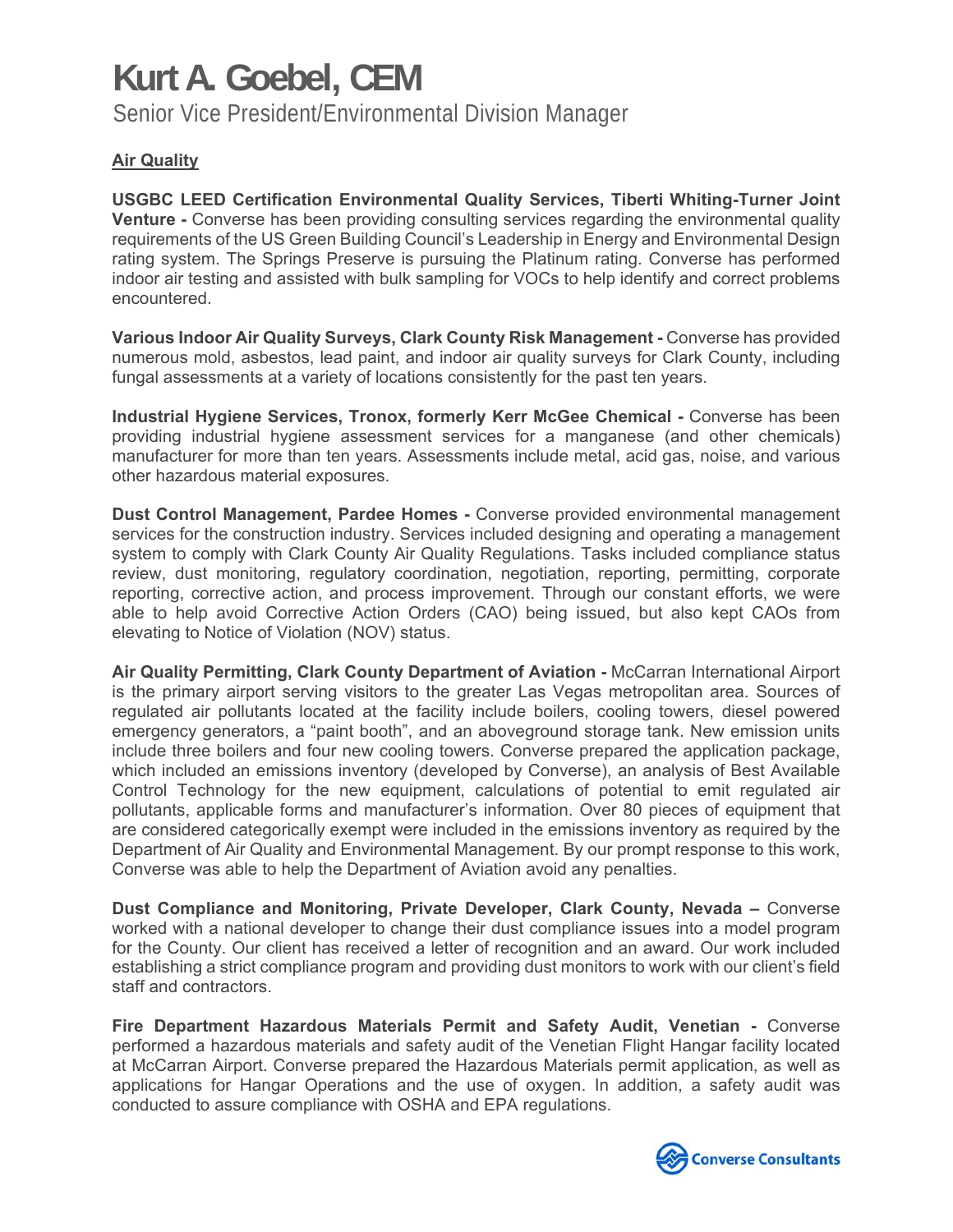# Kurt A. Goebel, CEM

Senior Vice President/Environmental Division Manager

**Air Quality**

**USGBC LEED Certification Environmental Quality Services, Tiberti Whiting-Turner Joint Venture -** Converse has been providing consulting services regarding the environmental quality requirements of the US Green Building Council's Leadership in Energy and Environmental Design rating system. The Springs Preserve is pursuing the Platinum rating. Converse has performed indoor air testing and assisted with bulk sampling for VOCs to help identify and correct problems encountered.

**Various Indoor Air Quality Surveys, Clark County Risk Management -** Converse has provided numerous mold, asbestos, lead paint, and indoor air quality surveys for Clark County, including fungal assessments at a variety of locations consistently for the past ten years.

**Industrial Hygiene Services, Tronox, formerly Kerr McGee Chemical -** Converse has been providing industrial hygiene assessment services for a manganese (and other chemicals) manufacturer for more than ten years. Assessments include metal, acid gas, noise, and various other hazardous material exposures.

**Dust Control Management, Pardee Homes -** Converse provided environmental management services for the construction industry. Services included designing and operating a management system to comply with Clark County Air Quality Regulations. Tasks included compliance status review, dust monitoring, regulatory coordination, negotiation, reporting, permitting, corporate reporting, corrective action, and process improvement. Through our constant efforts, we were able to help avoid Corrective Action Orders (CAO) being issued, but also kept CAOs from elevating to Notice of Violation (NOV) status.

**Air Quality Permitting, Clark County Department of Aviation -** McCarran International Airport is the primary airport serving visitors to the greater Las Vegas metropolitan area. Sources of regulated air pollutants located at the facility include boilers, cooling towers, diesel powered emergency generators, a "paint booth", and an aboveground storage tank. New emission units include three boilers and four new cooling towers. Converse prepared the application package, which included an emissions inventory (developed by Converse), an analysis of Best Available Control Technology for the new equipment, calculations of potential to emit regulated air pollutants, applicable forms and manufacturer's information. Over 80 pieces of equipment that are considered categorically exempt were included in the emissions inventory as required by the Department of Air Quality and Environmental Management. By our prompt response to this work, Converse was able to help the Department of Aviation avoid any penalties.

**Dust Compliance and Monitoring, Private Developer, Clark County, Nevada –** Converse worked with a national developer to change their dust compliance issues into a model program for the County. Our client has received a letter of recognition and an award. Our work included establishing a strict compliance program and providing dust monitors to work with our client's field staff and contractors.

**Fire Department Hazardous Materials Permit and Safety Audit, Venetian -** Converse performed a hazardous materials and safety audit of the Venetian Flight Hangar facility located at McCarran Airport. Converse prepared the Hazardous Materials permit application, as well as applications for Hangar Operations and the use of oxygen. In addition, a safety audit was conducted to assure compliance with OSHA and EPA regulations.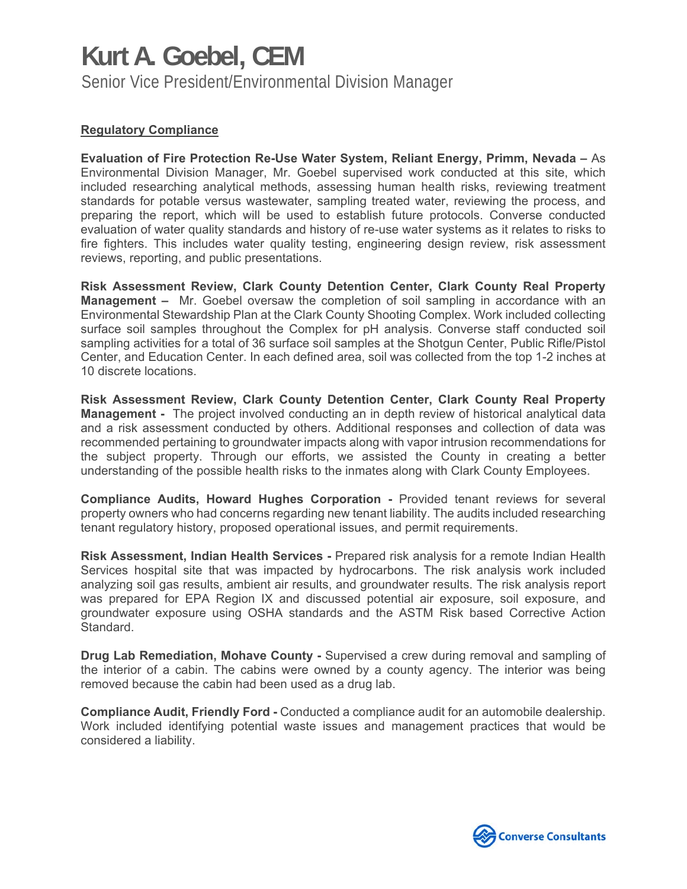# Kurt A. Goebel, CEM

Senior Vice President/Environmental Division Manager

**Regulatory Compliance**

**Evaluation of Fire Protection Re-Use Water System, Reliant Energy, Primm, Nevada –** As Environmental Division Manager, Mr. Goebel supervised work conducted at this site, which included researching analytical methods, assessing human health risks, reviewing treatment standards for potable versus wastewater, sampling treated water, reviewing the process, and preparing the report, which will be used to establish future protocols. Converse conducted evaluation of water quality standards and history of re-use water systems as it relates to risks to fire fighters. This includes water quality testing, engineering design review, risk assessment reviews, reporting, and public presentations.

**Risk Assessment Review, Clark County Detention Center, Clark County Real Property Management –** Mr. Goebel oversaw the completion of soil sampling in accordance with an Environmental Stewardship Plan at the Clark County Shooting Complex. Work included collecting surface soil samples throughout the Complex for pH analysis. Converse staff conducted soil sampling activities for a total of 36 surface soil samples at the Shotgun Center, Public Rifle/Pistol Center, and Education Center. In each defined area, soil was collected from the top 1-2 inches at 10 discrete locations.

**Risk Assessment Review, Clark County Detention Center, Clark County Real Property Management -** The project involved conducting an in depth review of historical analytical data and a risk assessment conducted by others. Additional responses and collection of data was recommended pertaining to groundwater impacts along with vapor intrusion recommendations for the subject property. Through our efforts, we assisted the County in creating a better understanding of the possible health risks to the inmates along with Clark County Employees.

**Compliance Audits, Howard Hughes Corporation -** Provided tenant reviews for several property owners who had concerns regarding new tenant liability. The audits included researching tenant regulatory history, proposed operational issues, and permit requirements.

**Risk Assessment, Indian Health Services -** Prepared risk analysis for a remote Indian Health Services hospital site that was impacted by hydrocarbons. The risk analysis work included analyzing soil gas results, ambient air results, and groundwater results. The risk analysis report was prepared for EPA Region IX and discussed potential air exposure, soil exposure, and groundwater exposure using OSHA standards and the ASTM Risk based Corrective Action Standard.

**Drug Lab Remediation, Mohave County -** Supervised a crew during removal and sampling of the interior of a cabin. The cabins were owned by a county agency. The interior was being removed because the cabin had been used as a drug lab.

**Compliance Audit, Friendly Ford -** Conducted a compliance audit for an automobile dealership. Work included identifying potential waste issues and management practices that would be considered a liability.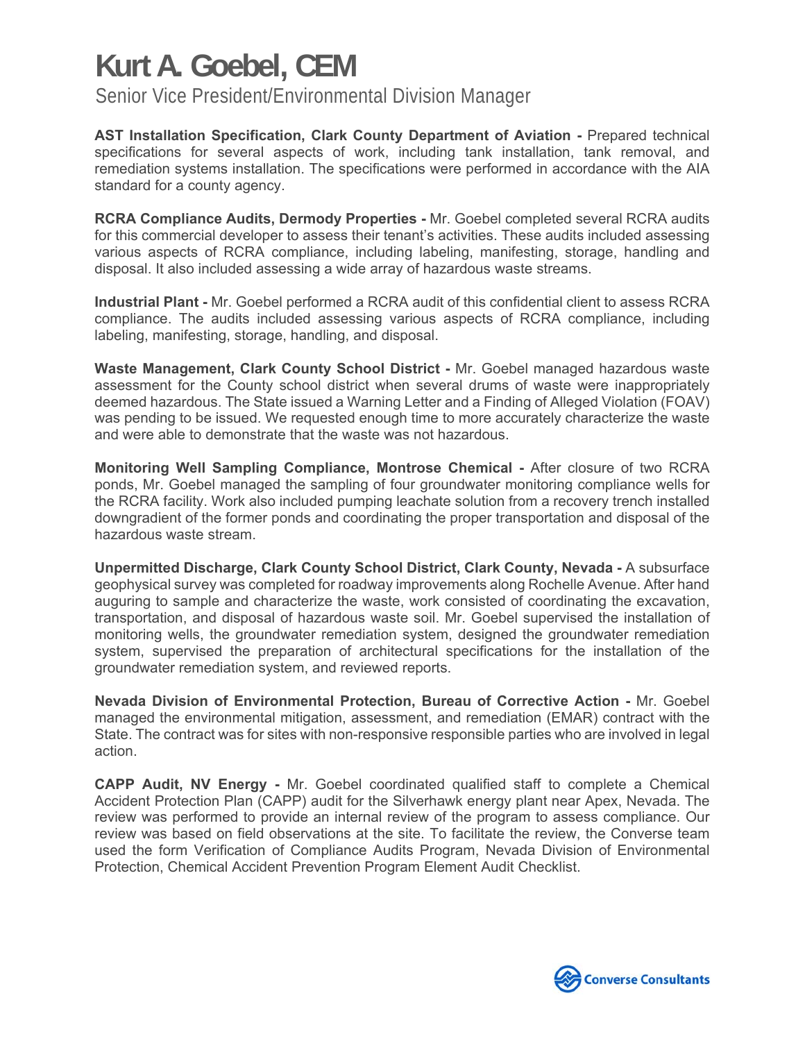# Kurt A. Goebel, CEM

Senior Vice President/Environmental Division Manager

**AST Installation Specification, Clark County Department of Aviation -** Prepared technical specifications for several aspects of work, including tank installation, tank removal, and remediation systems installation. The specifications were performed in accordance with the AIA standard for a county agency.

**RCRA Compliance Audits, Dermody Properties -** Mr. Goebel completed several RCRA audits for this commercial developer to assess their tenant's activities. These audits included assessing various aspects of RCRA compliance, including labeling, manifesting, storage, handling and disposal. It also included assessing a wide array of hazardous waste streams.

**Industrial Plant -** Mr. Goebel performed a RCRA audit of this confidential client to assess RCRA compliance. The audits included assessing various aspects of RCRA compliance, including labeling, manifesting, storage, handling, and disposal.

**Waste Management, Clark County School District -** Mr. Goebel managed hazardous waste assessment for the County school district when several drums of waste were inappropriately deemed hazardous. The State issued a Warning Letter and a Finding of Alleged Violation (FOAV) was pending to be issued. We requested enough time to more accurately characterize the waste and were able to demonstrate that the waste was not hazardous.

**Monitoring Well Sampling Compliance, Montrose Chemical -** After closure of two RCRA ponds, Mr. Goebel managed the sampling of four groundwater monitoring compliance wells for the RCRA facility. Work also included pumping leachate solution from a recovery trench installed downgradient of the former ponds and coordinating the proper transportation and disposal of the hazardous waste stream.

**Unpermitted Discharge, Clark County School District, Clark County, Nevada -** A subsurface geophysical survey was completed for roadway improvements along Rochelle Avenue. After hand auguring to sample and characterize the waste, work consisted of coordinating the excavation, transportation, and disposal of hazardous waste soil. Mr. Goebel supervised the installation of monitoring wells, the groundwater remediation system, designed the groundwater remediation system, supervised the preparation of architectural specifications for the installation of the groundwater remediation system, and reviewed reports.

**Nevada Division of Environmental Protection, Bureau of Corrective Action -** Mr. Goebel managed the environmental mitigation, assessment, and remediation (EMAR) contract with the State. The contract was for sites with non-responsive responsible parties who are involved in legal action.

**CAPP Audit, NV Energy -** Mr. Goebel coordinated qualified staff to complete a Chemical Accident Protection Plan (CAPP) audit for the Silverhawk energy plant near Apex, Nevada. The review was performed to provide an internal review of the program to assess compliance. Our review was based on field observations at the site. To facilitate the review, the Converse team used the form Verification of Compliance Audits Program, Nevada Division of Environmental Protection, Chemical Accident Prevention Program Element Audit Checklist.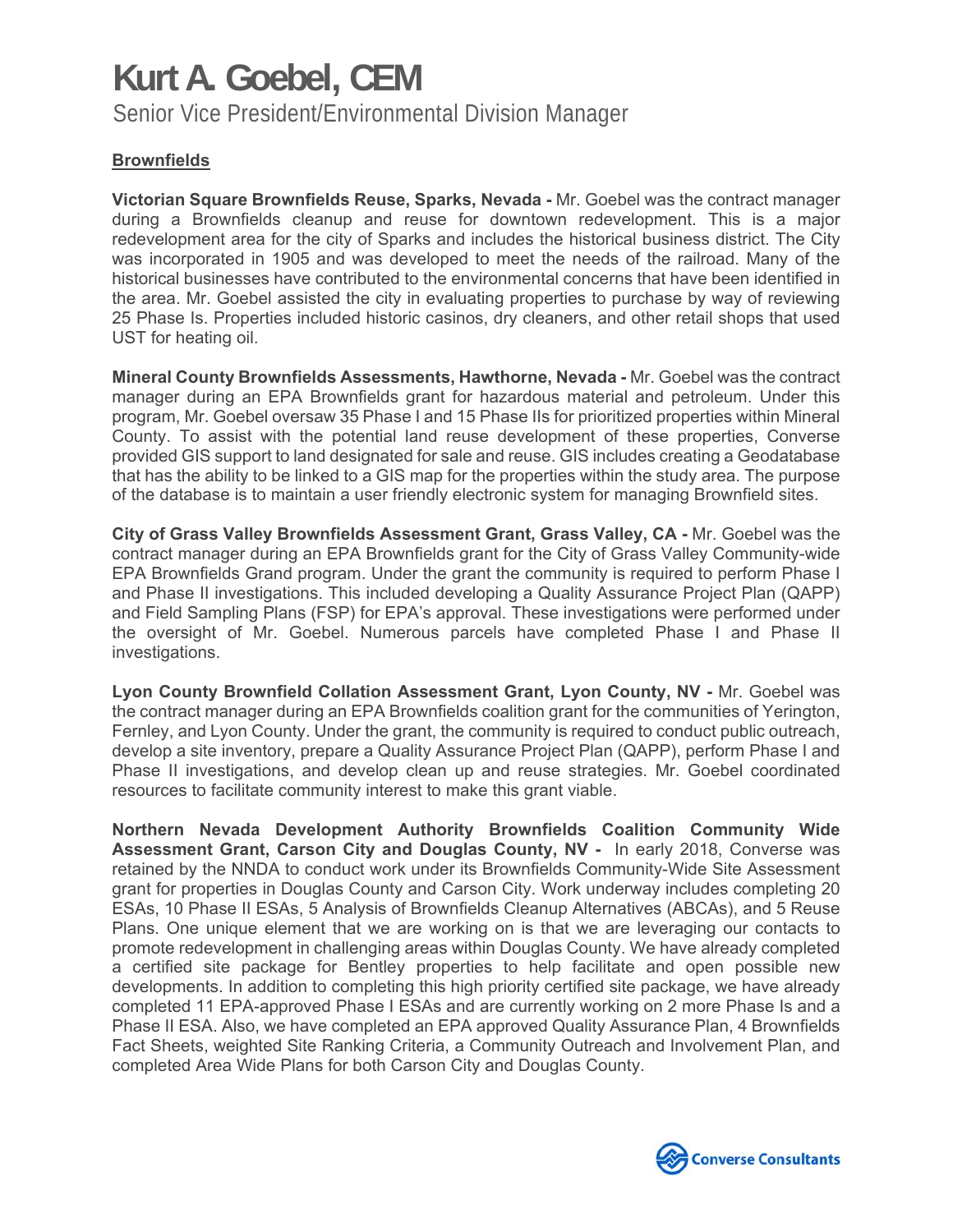# Kurt A. Goebel, CEM

Senior Vice President/Environmental Division Manager

**Brownfields**

**Victorian Square Brownfields Reuse, Sparks, Nevada -** Mr. Goebel was the contract manager during a Brownfields cleanup and reuse for downtown redevelopment. This is a major redevelopment area for the city of Sparks and includes the historical business district. The City was incorporated in 1905 and was developed to meet the needs of the railroad. Many of the historical businesses have contributed to the environmental concerns that have been identified in the area. Mr. Goebel assisted the city in evaluating properties to purchase by way of reviewing 25 Phase Is. Properties included historic casinos, dry cleaners, and other retail shops that used UST for heating oil.

**Mineral County Brownfields Assessments, Hawthorne, Nevada -** Mr. Goebel was the contract manager during an EPA Brownfields grant for hazardous material and petroleum. Under this program, Mr. Goebel oversaw 35 Phase I and 15 Phase IIs for prioritized properties within Mineral County. To assist with the potential land reuse development of these properties, Converse provided GIS support to land designated for sale and reuse. GIS includes creating a Geodatabase that has the ability to be linked to a GIS map for the properties within the study area. The purpose of the database is to maintain a user friendly electronic system for managing Brownfield sites.

**City of Grass Valley Brownfields Assessment Grant, Grass Valley, CA -** Mr. Goebel was the contract manager during an EPA Brownfields grant for the City of Grass Valley Community-wide EPA Brownfields Grand program. Under the grant the community is required to perform Phase I and Phase II investigations. This included developing a Quality Assurance Project Plan (QAPP) and Field Sampling Plans (FSP) for EPA's approval. These investigations were performed under the oversight of Mr. Goebel. Numerous parcels have completed Phase I and Phase II investigations.

**Lyon County Brownfield Collation Assessment Grant, Lyon County, NV -** Mr. Goebel was the contract manager during an EPA Brownfields coalition grant for the communities of Yerington, Fernley, and Lyon County. Under the grant, the community is required to conduct public outreach, develop a site inventory, prepare a Quality Assurance Project Plan (QAPP), perform Phase I and Phase II investigations, and develop clean up and reuse strategies. Mr. Goebel coordinated resources to facilitate community interest to make this grant viable.

**Northern Nevada Development Authority Brownfields Coalition Community Wide Assessment Grant, Carson City and Douglas County, NV -** In early 2018, Converse was retained by the NNDA to conduct work under its Brownfields Community-Wide Site Assessment grant for properties in Douglas County and Carson City. Work underway includes completing 20 ESAs, 10 Phase II ESAs, 5 Analysis of Brownfields Cleanup Alternatives (ABCAs), and 5 Reuse Plans. One unique element that we are working on is that we are leveraging our contacts to promote redevelopment in challenging areas within Douglas County. We have already completed a certified site package for Bentley properties to help facilitate and open possible new developments. In addition to completing this high priority certified site package, we have already completed 11 EPA-approved Phase I ESAs and are currently working on 2 more Phase Is and a Phase II ESA. Also, we have completed an EPA approved Quality Assurance Plan, 4 Brownfields Fact Sheets, weighted Site Ranking Criteria, a Community Outreach and Involvement Plan, and completed Area Wide Plans for both Carson City and Douglas County.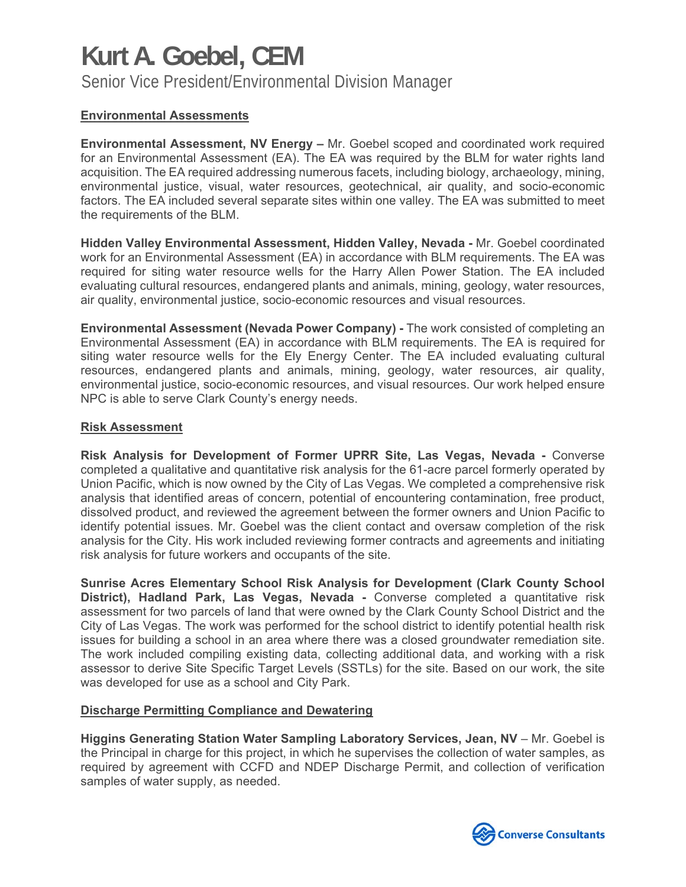# Kurt A. Goebel, CEM

Senior Vice President/Environmental Division Manager

## Environmental Assessments

**Environmental Assessment, NV Energy –** Mr. Goebel scoped and coordinated work required for an Environmental Assessment (EA). The EA was required by the BLM for water rights land acquisition. The EA required addressing numerous facets, including biology, archaeology, mining, environmental justice, visual, water resources, geotechnical, air quality, and socio-economic factors. The EA included several separate sites within one valley. The EA was submitted to meet the requirements of the BLM.

**Hidden Valley Environmental Assessment, Hidden Valley, Nevada -** Mr. Goebel coordinated work for an Environmental Assessment (EA) in accordance with BLM requirements. The EA was required for siting water resource wells for the Harry Allen Power Station. The EA included evaluating cultural resources, endangered plants and animals, mining, geology, water resources, air quality, environmental justice, socio-economic resources and visual resources.

**Environmental Assessment (Nevada Power Company) -** The work consisted of completing an Environmental Assessment (EA) in accordance with BLM requirements. The EA is required for siting water resource wells for the Ely Energy Center. The EA included evaluating cultural resources, endangered plants and animals, mining, geology, water resources, air quality, environmental justice, socio-economic resources, and visual resources. Our work helped ensure NPC is able to serve Clark County's energy needs.

## Risk Assessment

**Risk Analysis for Development of Former UPRR Site, Las Vegas, Nevada -** Converse completed a qualitative and quantitative risk analysis for the 61-acre parcel formerly operated by Union Pacific, which is now owned by the City of Las Vegas. We completed a comprehensive risk analysis that identified areas of concern, potential of encountering contamination, free product, dissolved product, and reviewed the agreement between the former owners and Union Pacific to identify potential issues. Mr. Goebel was the client contact and oversaw completion of the risk analysis for the City. His work included reviewing former contracts and agreements and initiating risk analysis for future workers and occupants of the site.

**Sunrise Acres Elementary School Risk Analysis for Development (Clark County School District), Hadland Park, Las Vegas, Nevada -** Converse completed a quantitative risk assessment for two parcels of land that were owned by the Clark County School District and the City of Las Vegas. The work was performed for the school district to identify potential health risk issues for building a school in an area where there was a closed groundwater remediation site. The work included compiling existing data, collecting additional data, and working with a risk assessor to derive Site Specific Target Levels (SSTLs) for the site. Based on our work, the site was developed for use as a school and City Park.

## Discharge Permitting Compliance and Dewatering

**Higgins Generating Station Water Sampling Laboratory Services, Jean, NV** – Mr. Goebel is the Principal in charge for this project, in which he supervises the collection of water samples, as required by agreement with CCFD and NDEP Discharge Permit, and collection of verification samples of water supply, as needed.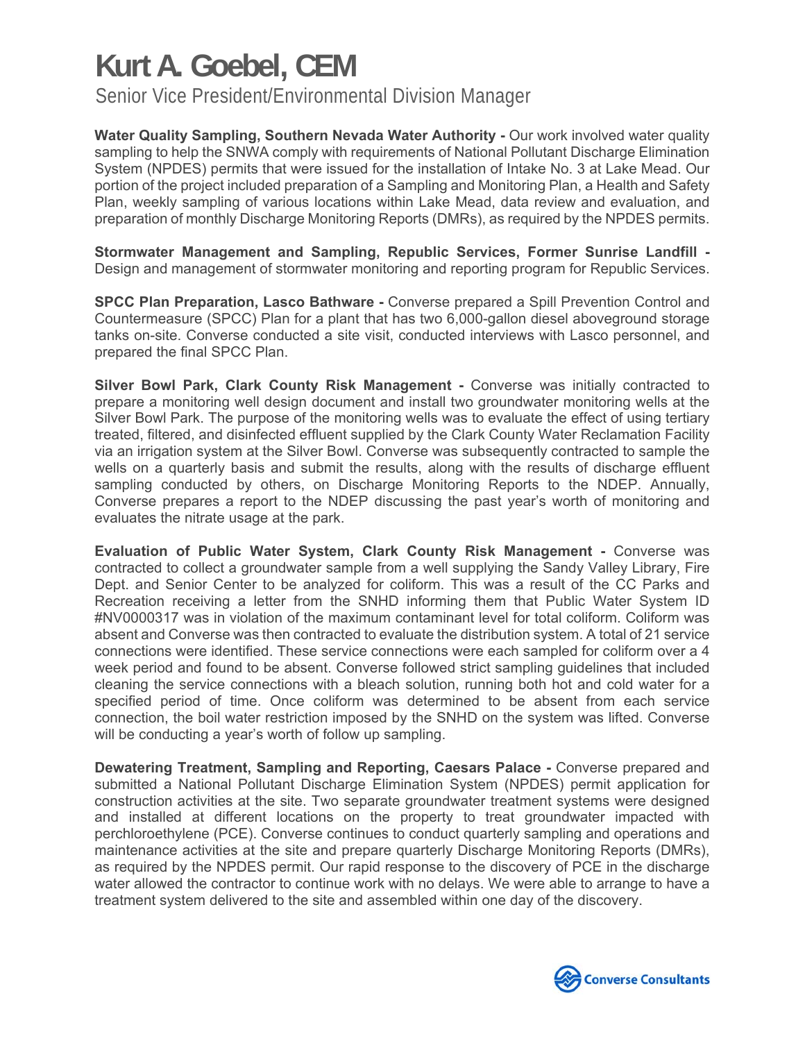# Kurt A. Goebel, CEM

Senior Vice President/Environmental Division Manager

**Water Quality Sampling, Southern Nevada Water Authority -** Our work involved water quality sampling to help the SNWA comply with requirements of National Pollutant Discharge Elimination System (NPDES) permits that were issued for the installation of Intake No. 3 at Lake Mead. Our portion of the project included preparation of a Sampling and Monitoring Plan, a Health and Safety Plan, weekly sampling of various locations within Lake Mead, data review and evaluation, and preparation of monthly Discharge Monitoring Reports (DMRs), as required by the NPDES permits.

**Stormwater Management and Sampling, Republic Services, Former Sunrise Landfill -** Design and management of stormwater monitoring and reporting program for Republic Services.

**SPCC Plan Preparation, Lasco Bathware -** Converse prepared a Spill Prevention Control and Countermeasure (SPCC) Plan for a plant that has two 6,000-gallon diesel aboveground storage tanks on-site. Converse conducted a site visit, conducted interviews with Lasco personnel, and prepared the final SPCC Plan.

**Silver Bowl Park, Clark County Risk Management -** Converse was initially contracted to prepare a monitoring well design document and install two groundwater monitoring wells at the Silver Bowl Park. The purpose of the monitoring wells was to evaluate the effect of using tertiary treated, filtered, and disinfected effluent supplied by the Clark County Water Reclamation Facility via an irrigation system at the Silver Bowl. Converse was subsequently contracted to sample the wells on a quarterly basis and submit the results, along with the results of discharge effluent sampling conducted by others, on Discharge Monitoring Reports to the NDEP. Annually, Converse prepares a report to the NDEP discussing the past year's worth of monitoring and evaluates the nitrate usage at the park.

**Evaluation of Public Water System, Clark County Risk Management -** Converse was contracted to collect a groundwater sample from a well supplying the Sandy Valley Library, Fire Dept. and Senior Center to be analyzed for coliform. This was a result of the CC Parks and Recreation receiving a letter from the SNHD informing them that Public Water System ID #NV0000317 was in violation of the maximum contaminant level for total coliform. Coliform was absent and Converse was then contracted to evaluate the distribution system. A total of 21 service connections were identified. These service connections were each sampled for coliform over a 4 week period and found to be absent. Converse followed strict sampling guidelines that included cleaning the service connections with a bleach solution, running both hot and cold water for a specified period of time. Once coliform was determined to be absent from each service connection, the boil water restriction imposed by the SNHD on the system was lifted. Converse will be conducting a year's worth of follow up sampling.

**Dewatering Treatment, Sampling and Reporting, Caesars Palace -** Converse prepared and submitted a National Pollutant Discharge Elimination System (NPDES) permit application for construction activities at the site. Two separate groundwater treatment systems were designed and installed at different locations on the property to treat groundwater impacted with perchloroethylene (PCE). Converse continues to conduct quarterly sampling and operations and maintenance activities at the site and prepare quarterly Discharge Monitoring Reports (DMRs), as required by the NPDES permit. Our rapid response to the discovery of PCE in the discharge water allowed the contractor to continue work with no delays. We were able to arrange to have a treatment system delivered to the site and assembled within one day of the discovery.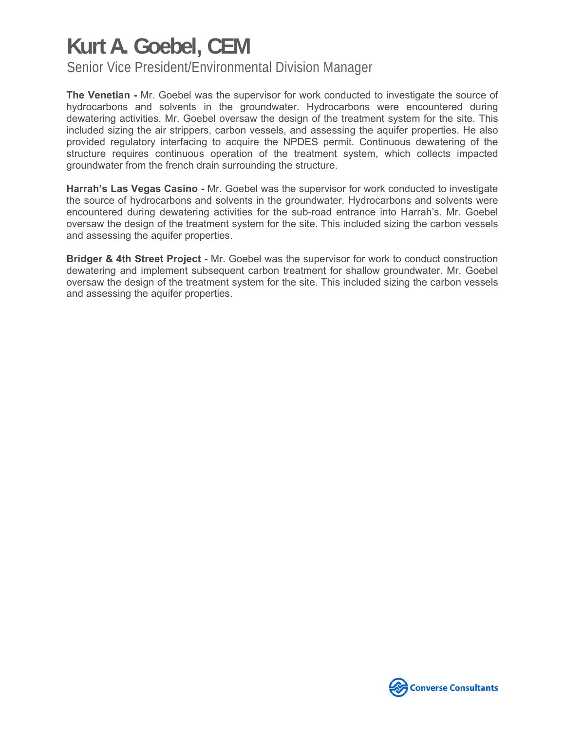# Kurt A. Goebel, CEM

Senior Vice President/Environmental Division Manager

**The Venetian -** Mr. Goebel was the supervisor for work conducted to investigate the source of hydrocarbons and solvents in the groundwater. Hydrocarbons were encountered during dewatering activities. Mr. Goebel oversaw the design of the treatment system for the site. This included sizing the air strippers, carbon vessels, and assessing the aquifer properties. He also provided regulatory interfacing to acquire the NPDES permit. Continuous dewatering of the structure requires continuous operation of the treatment system, which collects impacted groundwater from the french drain surrounding the structure.

**Harrah's Las Vegas Casino -** Mr. Goebel was the supervisor for work conducted to investigate the source of hydrocarbons and solvents in the groundwater. Hydrocarbons and solvents were encountered during dewatering activities for the sub-road entrance into Harrah's. Mr. Goebel oversaw the design of the treatment system for the site. This included sizing the carbon vessels and assessing the aquifer properties.

**Bridger & 4th Street Project -** Mr. Goebel was the supervisor for work to conduct construction dewatering and implement subsequent carbon treatment for shallow groundwater. Mr. Goebel oversaw the design of the treatment system for the site. This included sizing the carbon vessels and assessing the aquifer properties.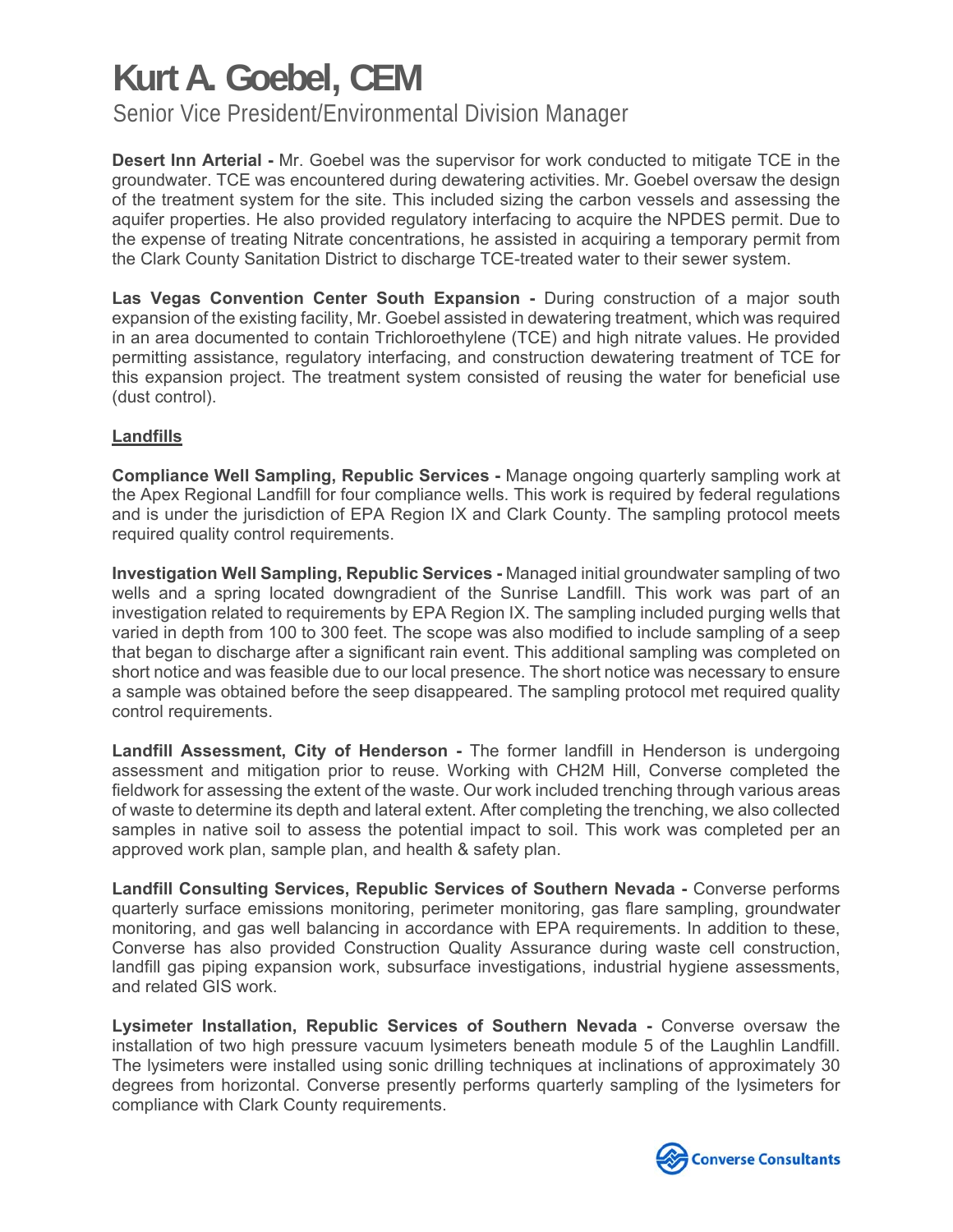# Kurt A. Goebel, CEM

Senior Vice President/Environmental Division Manager

**Desert Inn Arterial -** Mr. Goebel was the supervisor for work conducted to mitigate TCE in the groundwater. TCE was encountered during dewatering activities. Mr. Goebel oversaw the design of the treatment system for the site. This included sizing the carbon vessels and assessing the aquifer properties. He also provided regulatory interfacing to acquire the NPDES permit. Due to the expense of treating Nitrate concentrations, he assisted in acquiring a temporary permit from the Clark County Sanitation District to discharge TCE-treated water to their sewer system.

**Las Vegas Convention Center South Expansion -** During construction of a major south expansion of the existing facility, Mr. Goebel assisted in dewatering treatment, which was required in an area documented to contain Trichloroethylene (TCE) and high nitrate values. He provided permitting assistance, regulatory interfacing, and construction dewatering treatment of TCE for this expansion project. The treatment system consisted of reusing the water for beneficial use (dust control).

**Landfills**

**Compliance Well Sampling, Republic Services -** Manage ongoing quarterly sampling work at the Apex Regional Landfill for four compliance wells. This work is required by federal regulations and is under the jurisdiction of EPA Region IX and Clark County. The sampling protocol meets required quality control requirements.

**Investigation Well Sampling, Republic Services -** Managed initial groundwater sampling of two wells and a spring located downgradient of the Sunrise Landfill. This work was part of an investigation related to requirements by EPA Region IX. The sampling included purging wells that varied in depth from 100 to 300 feet. The scope was also modified to include sampling of a seep that began to discharge after a significant rain event. This additional sampling was completed on short notice and was feasible due to our local presence. The short notice was necessary to ensure a sample was obtained before the seep disappeared. The sampling protocol met required quality control requirements.

**Landfill Assessment, City of Henderson -** The former landfill in Henderson is undergoing assessment and mitigation prior to reuse. Working with CH2M Hill, Converse completed the fieldwork for assessing the extent of the waste. Our work included trenching through various areas of waste to determine its depth and lateral extent. After completing the trenching, we also collected samples in native soil to assess the potential impact to soil. This work was completed per an approved work plan, sample plan, and health & safety plan.

**Landfill Consulting Services, Republic Services of Southern Nevada -** Converse performs quarterly surface emissions monitoring, perimeter monitoring, gas flare sampling, groundwater monitoring, and gas well balancing in accordance with EPA requirements. In addition to these, Converse has also provided Construction Quality Assurance during waste cell construction, landfill gas piping expansion work, subsurface investigations, industrial hygiene assessments, and related GIS work.

**Lysimeter Installation, Republic Services of Southern Nevada -** Converse oversaw the installation of two high pressure vacuum lysimeters beneath module 5 of the Laughlin Landfill. The lysimeters were installed using sonic drilling techniques at inclinations of approximately 30 degrees from horizontal. Converse presently performs quarterly sampling of the lysimeters for compliance with Clark County requirements.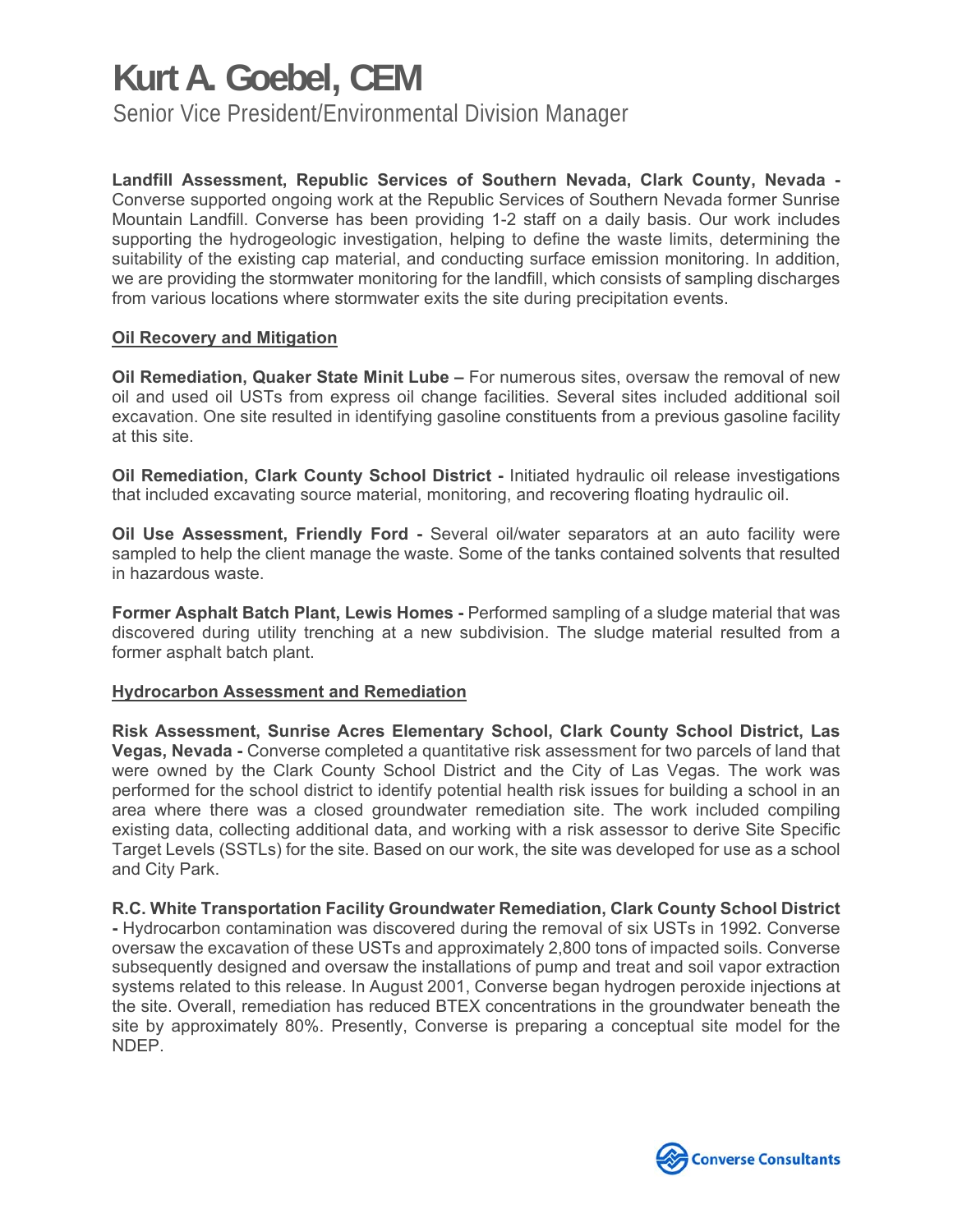# Kurt A. Goebel, CEM

Senior Vice President/Environmental Division Manager

**Landfill Assessment, Republic Services of Southern Nevada, Clark County, Nevada -** Converse supported ongoing work at the Republic Services of Southern Nevada former Sunrise Mountain Landfill. Converse has been providing 1-2 staff on a daily basis. Our work includes supporting the hydrogeologic investigation, helping to define the waste limits, determining the suitability of the existing cap material, and conducting surface emission monitoring. In addition, we are providing the stormwater monitoring for the landfill, which consists of sampling discharges from various locations where stormwater exits the site during precipitation events.

## Oil Recovery and Mitigation

**Oil Remediation, Quaker State Minit Lube –** For numerous sites, oversaw the removal of new oil and used oil USTs from express oil change facilities. Several sites included additional soil excavation. One site resulted in identifying gasoline constituents from a previous gasoline facility at this site.

**Oil Remediation, Clark County School District -** Initiated hydraulic oil release investigations that included excavating source material, monitoring, and recovering floating hydraulic oil.

**Oil Use Assessment, Friendly Ford -** Several oil/water separators at an auto facility were sampled to help the client manage the waste. Some of the tanks contained solvents that resulted in hazardous waste.

**Former Asphalt Batch Plant, Lewis Homes -** Performed sampling of a sludge material that was discovered during utility trenching at a new subdivision. The sludge material resulted from a former asphalt batch plant.

## Hydrocarbon Assessment and Remediation

**Risk Assessment, Sunrise Acres Elementary School, Clark County School District, Las Vegas, Nevada -** Converse completed a quantitative risk assessment for two parcels of land that were owned by the Clark County School District and the City of Las Vegas. The work was performed for the school district to identify potential health risk issues for building a school in an area where there was a closed groundwater remediation site. The work included compiling existing data, collecting additional data, and working with a risk assessor to derive Site Specific Target Levels (SSTLs) for the site. Based on our work, the site was developed for use as a school and City Park.

**R.C. White Transportation Facility Groundwater Remediation, Clark County School District -** Hydrocarbon contamination was discovered during the removal of six USTs in 1992. Converse oversaw the excavation of these USTs and approximately 2,800 tons of impacted soils. Converse subsequently designed and oversaw the installations of pump and treat and soil vapor extraction systems related to this release. In August 2001, Converse began hydrogen peroxide injections at the site. Overall, remediation has reduced BTEX concentrations in the groundwater beneath the site by approximately 80%. Presently, Converse is preparing a conceptual site model for the NDEP.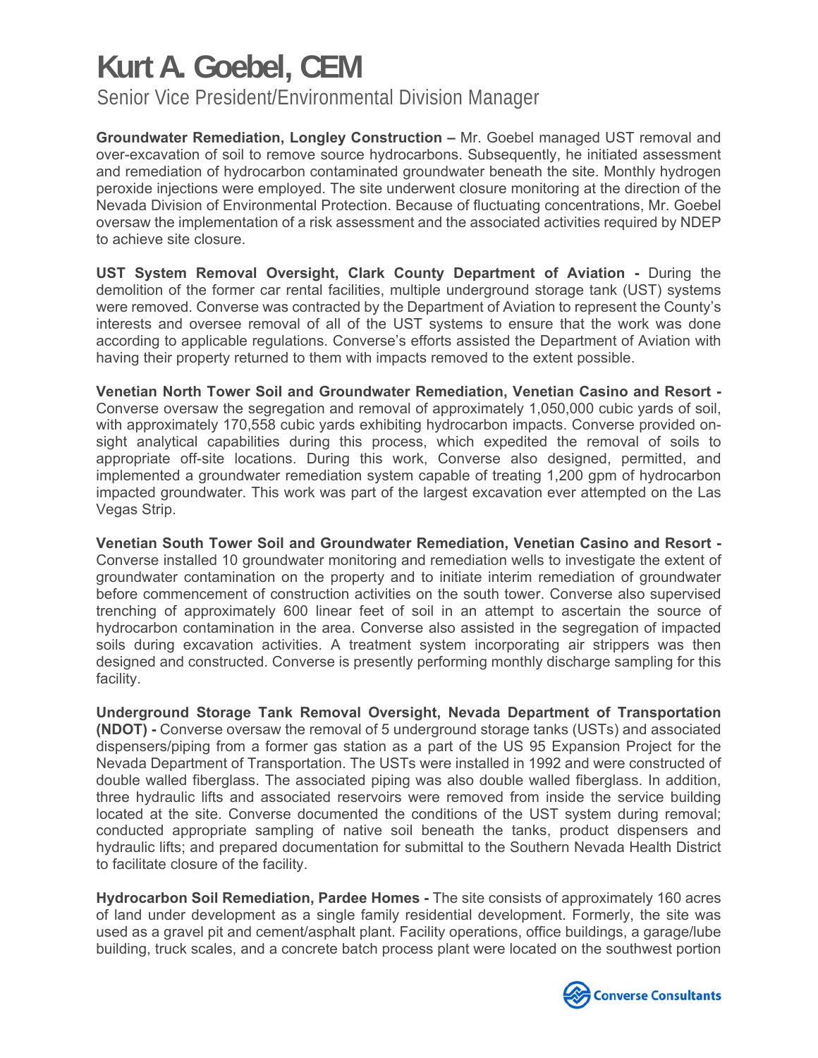# Kurt A. Goebel, CEM

Senior Vice President/Environmental Division Manager

**Groundwater Remediation, Longley Construction –** Mr. Goebel managed UST removal and over-excavation of soil to remove source hydrocarbons. Subsequently, he initiated assessment and remediation of hydrocarbon contaminated groundwater beneath the site. Monthly hydrogen peroxide injections were employed. The site underwent closure monitoring at the direction of the Nevada Division of Environmental Protection. Because of fluctuating concentrations, Mr. Goebel oversaw the implementation of a risk assessment and the associated activities required by NDEP to achieve site closure.

**UST System Removal Oversight, Clark County Department of Aviation -** During the demolition of the former car rental facilities, multiple underground storage tank (UST) systems were removed. Converse was contracted by the Department of Aviation to represent the County's interests and oversee removal of all of the UST systems to ensure that the work was done according to applicable regulations. Converse's efforts assisted the Department of Aviation with having their property returned to them with impacts removed to the extent possible.

**Venetian North Tower Soil and Groundwater Remediation, Venetian Casino and Resort -** Converse oversaw the segregation and removal of approximately 1,050,000 cubic yards of soil, with approximately 170,558 cubic yards exhibiting hydrocarbon impacts. Converse provided on-sight analytical capabilities during this process, which expedited the removal of soils to appropriate off-site locations. During this work, Converse also designed, permitted, and implemented a groundwater remediation system capable of treating 1,200 gpm of hydrocarbon impacted groundwater. This work was part of the largest excavation ever attempted on the Las Vegas Strip.

**Venetian South Tower Soil and Groundwater Remediation, Venetian Casino and Resort -** Converse installed 10 groundwater monitoring and remediation wells to investigate the extent of groundwater contamination on the property and to initiate interim remediation of groundwater before commencement of construction activities on the south tower. Converse also supervised trenching of approximately 600 linear feet of soil in an attempt to ascertain the source of hydrocarbon contamination in the area. Converse also assisted in the segregation of impacted soils during excavation activities. A treatment system incorporating air strippers was then designed and constructed. Converse is presently performing monthly discharge sampling for this facility.

**Underground Storage Tank Removal Oversight, Nevada Department of Transportation (NDOT) -** Converse oversaw the removal of 5 underground storage tanks (USTs) and associated dispensers/piping from a former gas station as a part of the US 95 Expansion Project for the Nevada Department of Transportation. The USTs were installed in 1992 and were constructed of double walled fiberglass. The associated piping was also double walled fiberglass. In addition, three hydraulic lifts and associated reservoirs were removed from inside the service building located at the site. Converse documented the conditions of the UST system during removal; conducted appropriate sampling of native soil beneath the tanks, product dispensers and hydraulic lifts; and prepared documentation for submittal to the Southern Nevada Health District to facilitate closure of the facility.

**Hydrocarbon Soil Remediation, Pardee Homes -** The site consists of approximately 160 acres of land under development as a single family residential development. Formerly, the site was used as a gravel pit and cement/asphalt plant. Facility operations, office buildings, a garage/lube building, truck scales, and a concrete batch process plant were located on the southwest portion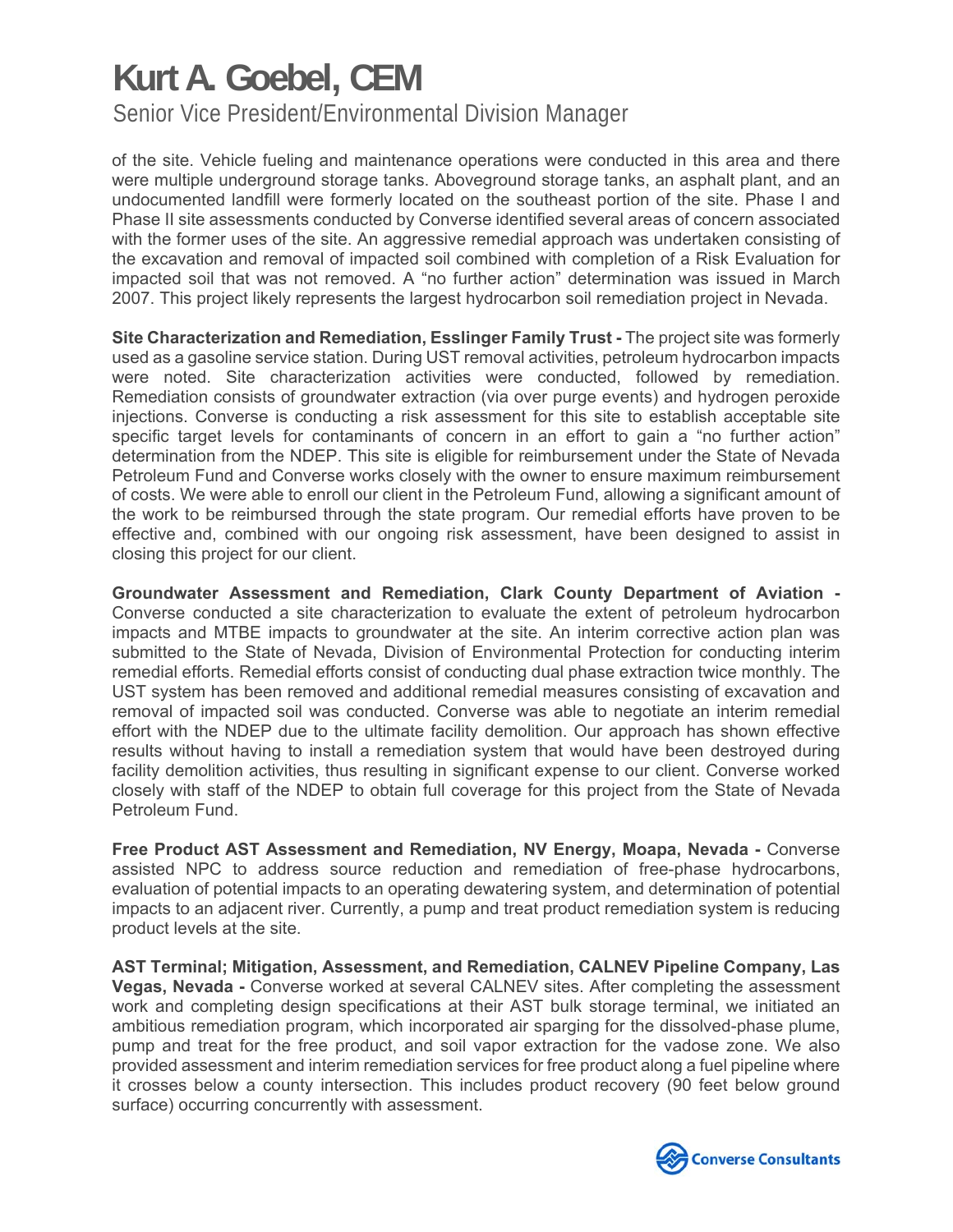of the site. Vehicle fueling and maintenance operations were conducted in this area and there were multiple underground storage tanks. Aboveground storage tanks, an asphalt plant, and an undocumented landfill were formerly located on the southeast portion of the site. Phase I and Phase II site assessments conducted by Converse identified several areas of concern associated with the former uses of the site. An aggressive remedial approach was undertaken consisting of the excavation and removal of impacted soil combined with completion of a Risk Evaluation for impacted soil that was not removed. A "no further action" determination was issued in March 2007. This project likely represents the largest hydrocarbon soil remediation project in Nevada.

**Site Characterization and Remediation, Esslinger Family Trust -** The project site was formerly used as a gasoline service station. During UST removal activities, petroleum hydrocarbon impacts were noted. Site characterization activities were conducted, followed by remediation. Remediation consists of groundwater extraction (via over purge events) and hydrogen peroxide injections. Converse is conducting a risk assessment for this site to establish acceptable site specific target levels for contaminants of concern in an effort to gain a "no further action" determination from the NDEP. This site is eligible for reimbursement under the State of Nevada Petroleum Fund and Converse works closely with the owner to ensure maximum reimbursement of costs. We were able to enroll our client in the Petroleum Fund, allowing a significant amount of the work to be reimbursed through the state program. Our remedial efforts have proven to be effective and, combined with our ongoing risk assessment, have been designed to assist in closing this project for our client.

**Groundwater Assessment and Remediation, Clark County Department of Aviation -** Converse conducted a site characterization to evaluate the extent of petroleum hydrocarbon impacts and MTBE impacts to groundwater at the site. An interim corrective action plan was submitted to the State of Nevada, Division of Environmental Protection for conducting interim remedial efforts. Remedial efforts consist of conducting dual phase extraction twice monthly. The UST system has been removed and additional remedial measures consisting of excavation and removal of impacted soil was conducted. Converse was able to negotiate an interim remedial effort with the NDEP due to the ultimate facility demolition. Our approach has shown effective results without having to install a remediation system that would have been destroyed during facility demolition activities, thus resulting in significant expense to our client. Converse worked closely with staff of the NDEP to obtain full coverage for this project from the State of Nevada Petroleum Fund.

**Free Product AST Assessment and Remediation, NV Energy, Moapa, Nevada -** Converse assisted NPC to address source reduction and remediation of free-phase hydrocarbons, evaluation of potential impacts to an operating dewatering system, and determination of potential impacts to an adjacent river. Currently, a pump and treat product remediation system is reducing product levels at the site.

**AST Terminal; Mitigation, Assessment, and Remediation, CALNEV Pipeline Company, Las Vegas, Nevada -** Converse worked at several CALNEV sites. After completing the assessment work and completing design specifications at their AST bulk storage terminal, we initiated an ambitious remediation program, which incorporated air sparging for the dissolved-phase plume, pump and treat for the free product, and soil vapor extraction for the vadose zone. We also provided assessment and interim remediation services for free product along a fuel pipeline where it crosses below a county intersection. This includes product recovery (90 feet below ground surface) occurring concurrently with assessment.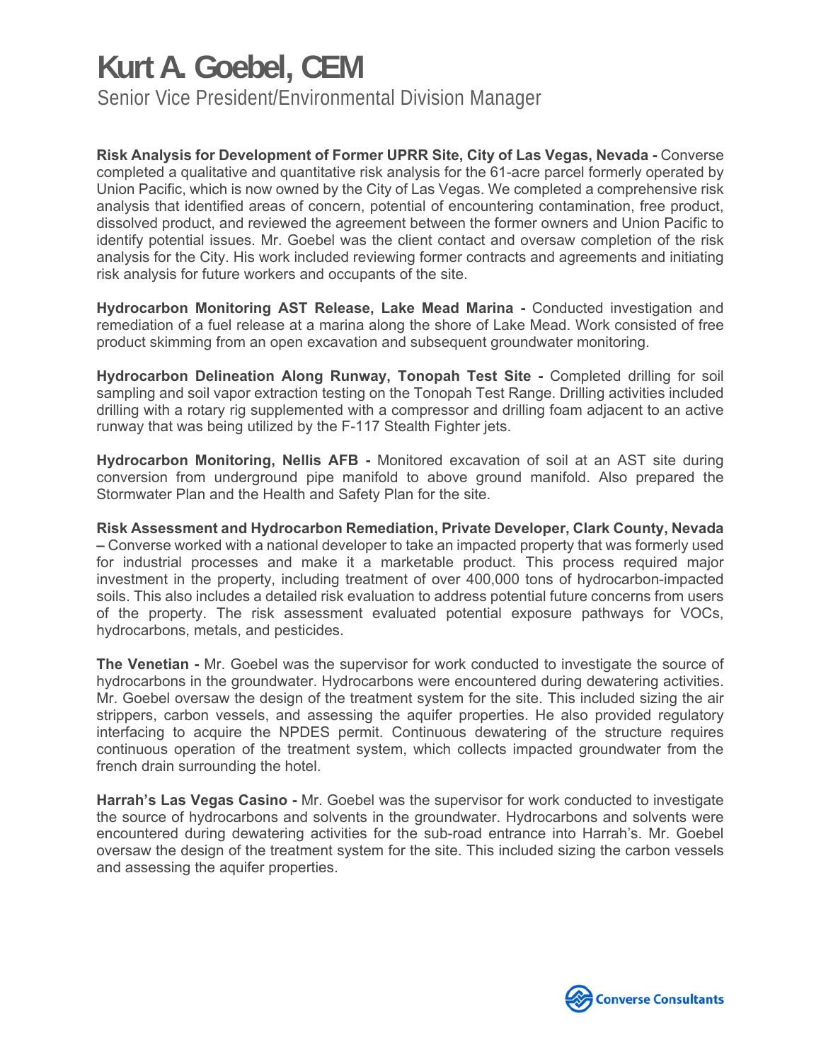# Kurt A. Goebel, CEM

Senior Vice President/Environmental Division Manager

**Risk Analysis for Development of Former UPRR Site, City of Las Vegas, Nevada -** Converse completed a qualitative and quantitative risk analysis for the 61-acre parcel formerly operated by Union Pacific, which is now owned by the City of Las Vegas. We completed a comprehensive risk analysis that identified areas of concern, potential of encountering contamination, free product, dissolved product, and reviewed the agreement between the former owners and Union Pacific to identify potential issues. Mr. Goebel was the client contact and oversaw completion of the risk analysis for the City. His work included reviewing former contracts and agreements and initiating risk analysis for future workers and occupants of the site.

**Hydrocarbon Monitoring AST Release, Lake Mead Marina -** Conducted investigation and remediation of a fuel release at a marina along the shore of Lake Mead. Work consisted of free product skimming from an open excavation and subsequent groundwater monitoring.

**Hydrocarbon Delineation Along Runway, Tonopah Test Site -** Completed drilling for soil sampling and soil vapor extraction testing on the Tonopah Test Range. Drilling activities included drilling with a rotary rig supplemented with a compressor and drilling foam adjacent to an active runway that was being utilized by the F-117 Stealth Fighter jets.

**Hydrocarbon Monitoring, Nellis AFB -** Monitored excavation of soil at an AST site during conversion from underground pipe manifold to above ground manifold. Also prepared the Stormwater Plan and the Health and Safety Plan for the site.

**Risk Assessment and Hydrocarbon Remediation, Private Developer, Clark County, Nevada –** Converse worked with a national developer to take an impacted property that was formerly used for industrial processes and make it a marketable product. This process required major investment in the property, including treatment of over 400,000 tons of hydrocarbon-impacted soils. This also includes a detailed risk evaluation to address potential future concerns from users of the property. The risk assessment evaluated potential exposure pathways for VOCs, hydrocarbons, metals, and pesticides.

**The Venetian -** Mr. Goebel was the supervisor for work conducted to investigate the source of hydrocarbons in the groundwater. Hydrocarbons were encountered during dewatering activities. Mr. Goebel oversaw the design of the treatment system for the site. This included sizing the air strippers, carbon vessels, and assessing the aquifer properties. He also provided regulatory interfacing to acquire the NPDES permit. Continuous dewatering of the structure requires continuous operation of the treatment system, which collects impacted groundwater from the french drain surrounding the hotel.

**Harrah's Las Vegas Casino -** Mr. Goebel was the supervisor for work conducted to investigate the source of hydrocarbons and solvents in the groundwater. Hydrocarbons and solvents were encountered during dewatering activities for the sub-road entrance into Harrah's. Mr. Goebel oversaw the design of the treatment system for the site. This included sizing the carbon vessels and assessing the aquifer properties.